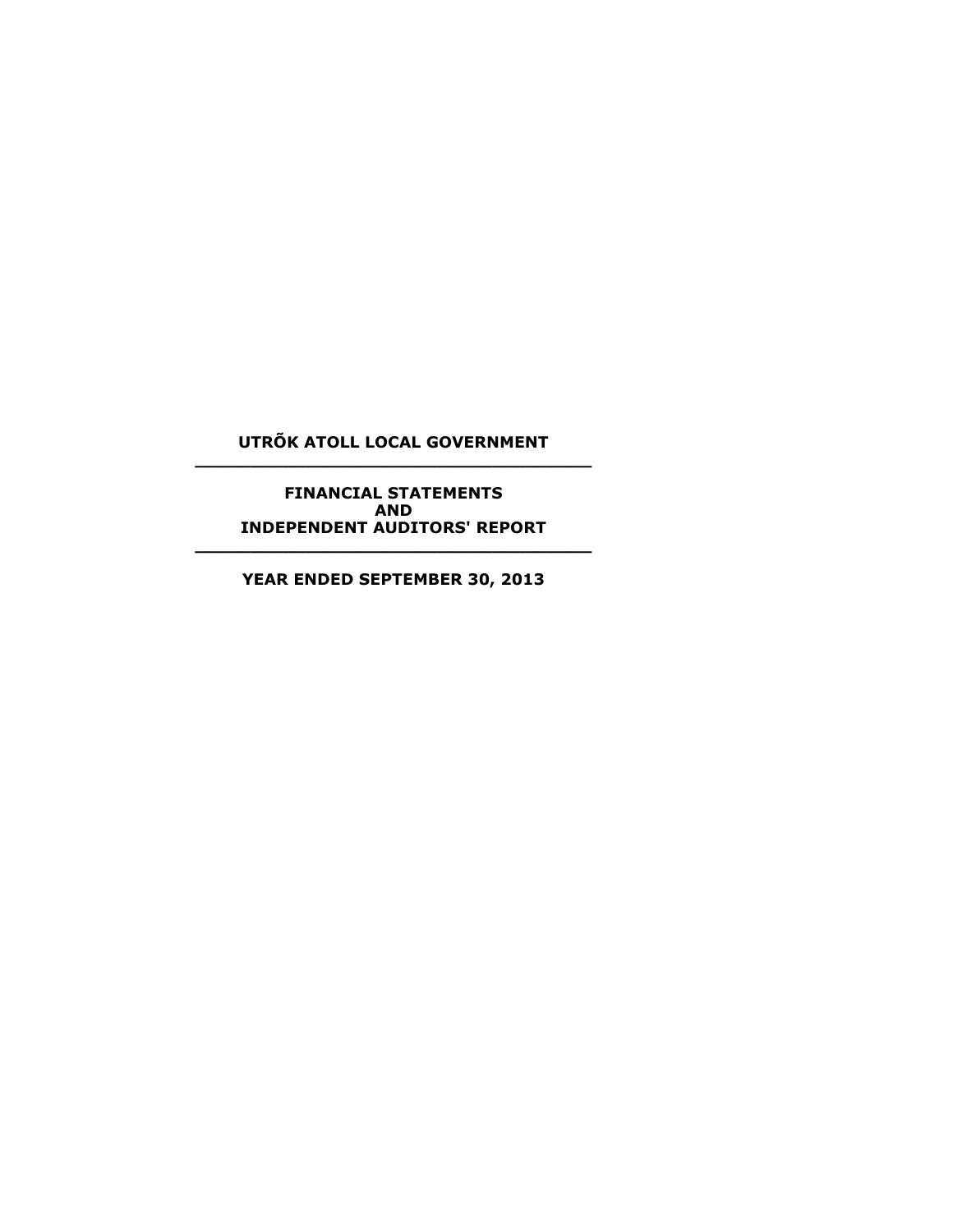# UTRÕK ATOLL LOCAL GOVERNMENT

---

## FINANCIAL STATEMENTS
## AND
## INDEPENDENT AUDITORS' REPORT

---

### YEAR ENDED SEPTEMBER 30, 2013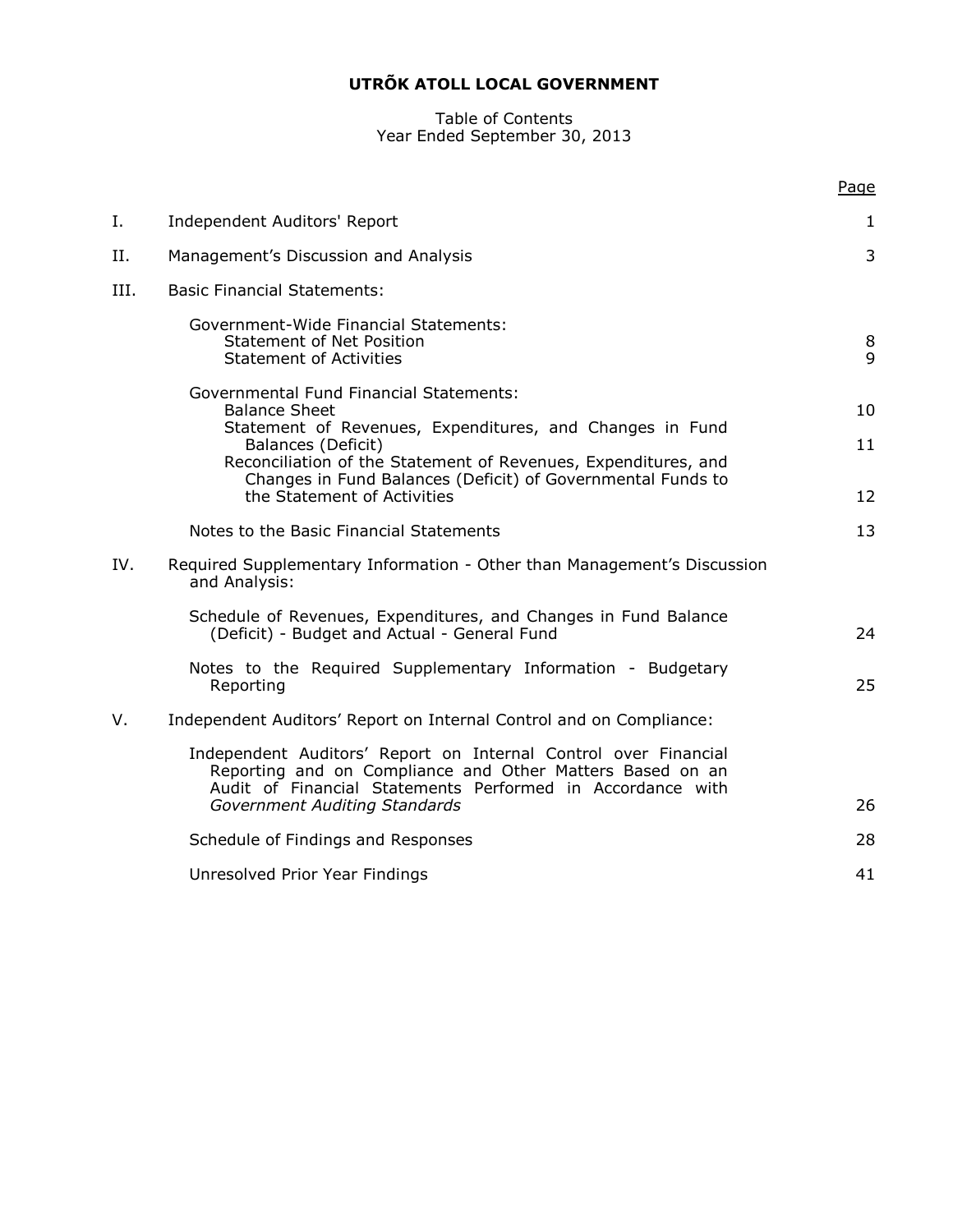# UTRÕK ATOLL LOCAL GOVERNMENT

Table of Contents
Year Ended September 30, 2013

| | | Page |
|---|---|---|
| I. | Independent Auditors' Report | 1 |
| II. | Management's Discussion and Analysis | 3 |
| III. | Basic Financial Statements: | |
| | Government-Wide Financial Statements: | |
| | Statement of Net Position | 8 |
| | Statement of Activities | 9 |
| | Governmental Fund Financial Statements: | |
| | Balance Sheet | 10 |
| | Statement of Revenues, Expenditures, and Changes in Fund Balances (Deficit) | 11 |
| | Reconciliation of the Statement of Revenues, Expenditures, and Changes in Fund Balances (Deficit) of Governmental Funds to the Statement of Activities | 12 |
| | Notes to the Basic Financial Statements | 13 |
| IV. | Required Supplementary Information - Other than Management's Discussion and Analysis: | |
| | Schedule of Revenues, Expenditures, and Changes in Fund Balance (Deficit) - Budget and Actual - General Fund | 24 |
| | Notes to the Required Supplementary Information - Budgetary Reporting | 25 |
| V. | Independent Auditors' Report on Internal Control and on Compliance: | |
| | Independent Auditors' Report on Internal Control over Financial Reporting and on Compliance and Other Matters Based on an Audit of Financial Statements Performed in Accordance with *Government Auditing Standards* | 26 |
| | Schedule of Findings and Responses | 28 |
| | Unresolved Prior Year Findings | 41 |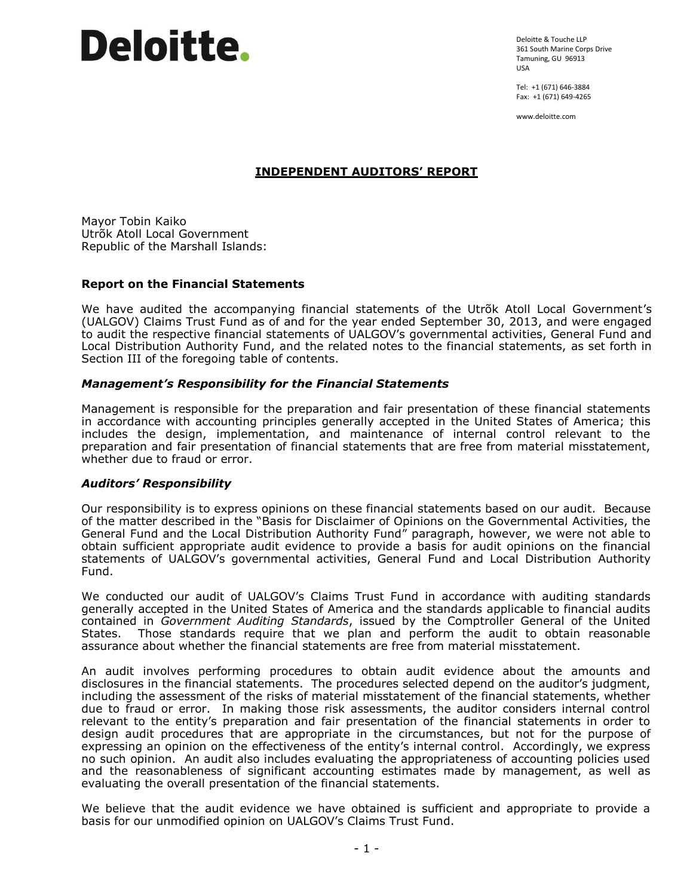Deloitte.

Deloitte & Touche LLP
361 South Marine Corps Drive
Tamuning, GU 96913
USA

Tel: +1 (671) 646-3884
Fax: +1 (671) 649-4265

www.deloitte.com

## INDEPENDENT AUDITORS' REPORT

Mayor Tobin Kaiko
Utrõk Atoll Local Government
Republic of the Marshall Islands:

### Report on the Financial Statements

We have audited the accompanying financial statements of the Utrõk Atoll Local Government's (UALGOV) Claims Trust Fund as of and for the year ended September 30, 2013, and were engaged to audit the respective financial statements of UALGOV's governmental activities, General Fund and Local Distribution Authority Fund, and the related notes to the financial statements, as set forth in Section III of the foregoing table of contents.

### *Management's Responsibility for the Financial Statements*

Management is responsible for the preparation and fair presentation of these financial statements in accordance with accounting principles generally accepted in the United States of America; this includes the design, implementation, and maintenance of internal control relevant to the preparation and fair presentation of financial statements that are free from material misstatement, whether due to fraud or error.

### *Auditors' Responsibility*

Our responsibility is to express opinions on these financial statements based on our audit. Because of the matter described in the "Basis for Disclaimer of Opinions on the Governmental Activities, the General Fund and the Local Distribution Authority Fund" paragraph, however, we were not able to obtain sufficient appropriate audit evidence to provide a basis for audit opinions on the financial statements of UALGOV's governmental activities, General Fund and Local Distribution Authority Fund.

We conducted our audit of UALGOV's Claims Trust Fund in accordance with auditing standards generally accepted in the United States of America and the standards applicable to financial audits contained in *Government Auditing Standards*, issued by the Comptroller General of the United States. Those standards require that we plan and perform the audit to obtain reasonable assurance about whether the financial statements are free from material misstatement.

An audit involves performing procedures to obtain audit evidence about the amounts and disclosures in the financial statements. The procedures selected depend on the auditor's judgment, including the assessment of the risks of material misstatement of the financial statements, whether due to fraud or error. In making those risk assessments, the auditor considers internal control relevant to the entity's preparation and fair presentation of the financial statements in order to design audit procedures that are appropriate in the circumstances, but not for the purpose of expressing an opinion on the effectiveness of the entity's internal control. Accordingly, we express no such opinion. An audit also includes evaluating the appropriateness of accounting policies used and the reasonableness of significant accounting estimates made by management, as well as evaluating the overall presentation of the financial statements.

We believe that the audit evidence we have obtained is sufficient and appropriate to provide a basis for our unmodified opinion on UALGOV's Claims Trust Fund.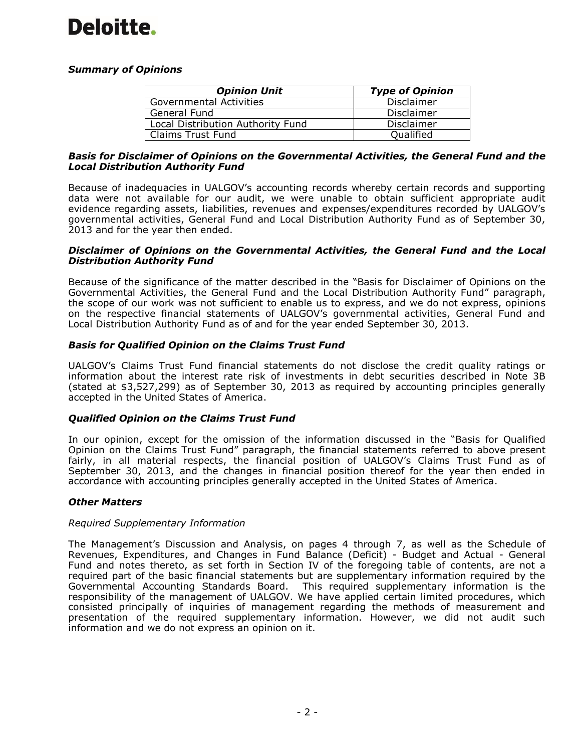Deloitte.

***Summary of Opinions***

| ***Opinion Unit*** | ***Type of Opinion*** |
| --- | --- |
| Governmental Activities | Disclaimer |
| General Fund | Disclaimer |
| Local Distribution Authority Fund | Disclaimer |
| Claims Trust Fund | Qualified |

***Basis for Disclaimer of Opinions on the Governmental Activities, the General Fund and the Local Distribution Authority Fund***

Because of inadequacies in UALGOV's accounting records whereby certain records and supporting data were not available for our audit, we were unable to obtain sufficient appropriate audit evidence regarding assets, liabilities, revenues and expenses/expenditures recorded by UALGOV's governmental activities, General Fund and Local Distribution Authority Fund as of September 30, 2013 and for the year then ended.

***Disclaimer of Opinions on the Governmental Activities, the General Fund and the Local Distribution Authority Fund***

Because of the significance of the matter described in the "Basis for Disclaimer of Opinions on the Governmental Activities, the General Fund and the Local Distribution Authority Fund" paragraph, the scope of our work was not sufficient to enable us to express, and we do not express, opinions on the respective financial statements of UALGOV's governmental activities, General Fund and Local Distribution Authority Fund as of and for the year ended September 30, 2013.

***Basis for Qualified Opinion on the Claims Trust Fund***

UALGOV's Claims Trust Fund financial statements do not disclose the credit quality ratings or information about the interest rate risk of investments in debt securities described in Note 3B (stated at $3,527,299) as of September 30, 2013 as required by accounting principles generally accepted in the United States of America.

***Qualified Opinion on the Claims Trust Fund***

In our opinion, except for the omission of the information discussed in the "Basis for Qualified Opinion on the Claims Trust Fund" paragraph, the financial statements referred to above present fairly, in all material respects, the financial position of UALGOV's Claims Trust Fund as of September 30, 2013, and the changes in financial position thereof for the year then ended in accordance with accounting principles generally accepted in the United States of America.

***Other Matters***

*Required Supplementary Information*

The Management's Discussion and Analysis, on pages 4 through 7, as well as the Schedule of Revenues, Expenditures, and Changes in Fund Balance (Deficit) - Budget and Actual - General Fund and notes thereto, as set forth in Section IV of the foregoing table of contents, are not a required part of the basic financial statements but are supplementary information required by the Governmental Accounting Standards Board. This required supplementary information is the responsibility of the management of UALGOV. We have applied certain limited procedures, which consisted principally of inquiries of management regarding the methods of measurement and presentation of the required supplementary information. However, we did not audit such information and we do not express an opinion on it.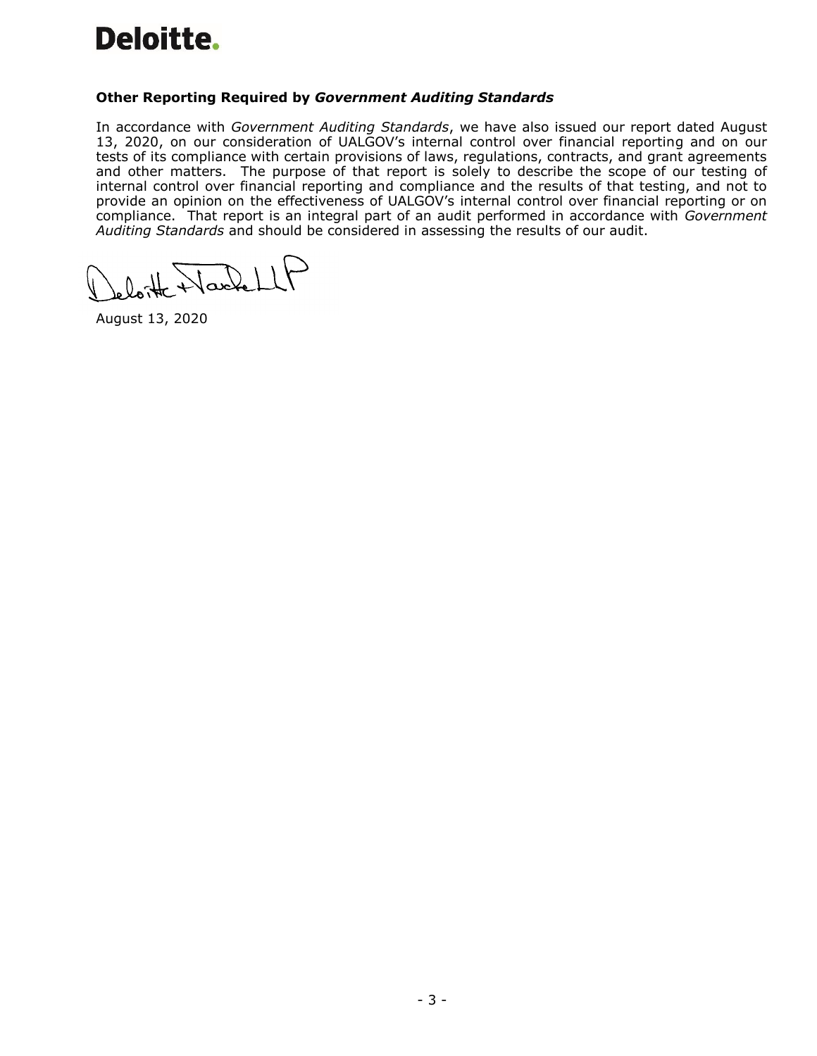**Deloitte.**

### Other Reporting Required by *Government Auditing Standards*

In accordance with *Government Auditing Standards*, we have also issued our report dated August 13, 2020, on our consideration of UALGOV's internal control over financial reporting and on our tests of its compliance with certain provisions of laws, regulations, contracts, and grant agreements and other matters. The purpose of that report is solely to describe the scope of our testing of internal control over financial reporting and compliance and the results of that testing, and not to provide an opinion on the effectiveness of UALGOV's internal control over financial reporting or on compliance. That report is an integral part of an audit performed in accordance with *Government Auditing Standards* and should be considered in assessing the results of our audit.

Deloitte & Touche LLP

August 13, 2020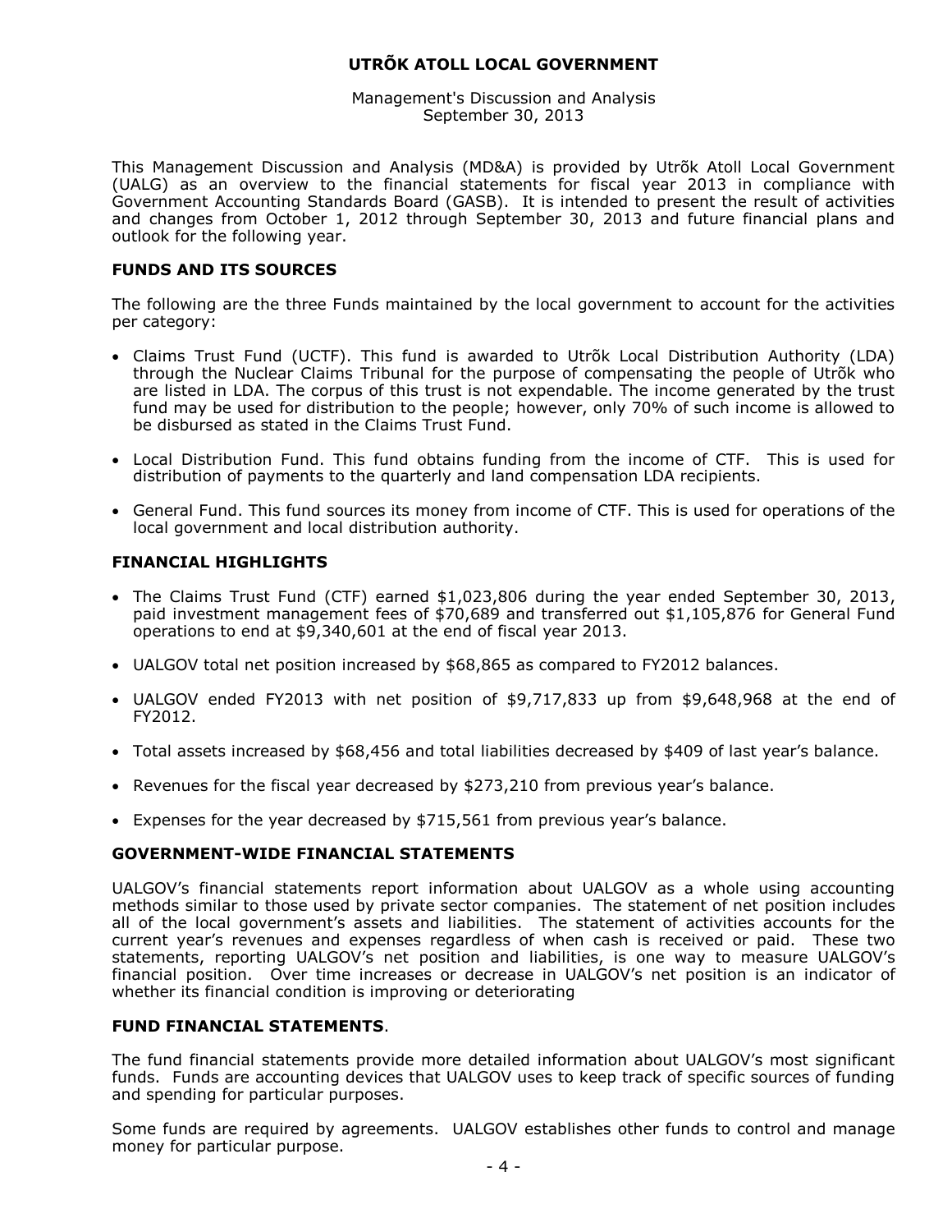# UTRÕK ATOLL LOCAL GOVERNMENT

Management's Discussion and Analysis
September 30, 2013

This Management Discussion and Analysis (MD&A) is provided by Utrõk Atoll Local Government (UALG) as an overview to the financial statements for fiscal year 2013 in compliance with Government Accounting Standards Board (GASB). It is intended to present the result of activities and changes from October 1, 2012 through September 30, 2013 and future financial plans and outlook for the following year.

## FUNDS AND ITS SOURCES

The following are the three Funds maintained by the local government to account for the activities per category:

- Claims Trust Fund (UCTF). This fund is awarded to Utrõk Local Distribution Authority (LDA) through the Nuclear Claims Tribunal for the purpose of compensating the people of Utrõk who are listed in LDA. The corpus of this trust is not expendable. The income generated by the trust fund may be used for distribution to the people; however, only 70% of such income is allowed to be disbursed as stated in the Claims Trust Fund.
- Local Distribution Fund. This fund obtains funding from the income of CTF. This is used for distribution of payments to the quarterly and land compensation LDA recipients.
- General Fund. This fund sources its money from income of CTF. This is used for operations of the local government and local distribution authority.

## FINANCIAL HIGHLIGHTS

- The Claims Trust Fund (CTF) earned $1,023,806 during the year ended September 30, 2013, paid investment management fees of $70,689 and transferred out $1,105,876 for General Fund operations to end at $9,340,601 at the end of fiscal year 2013.
- UALGOV total net position increased by $68,865 as compared to FY2012 balances.
- UALGOV ended FY2013 with net position of $9,717,833 up from $9,648,968 at the end of FY2012.
- Total assets increased by $68,456 and total liabilities decreased by $409 of last year's balance.
- Revenues for the fiscal year decreased by $273,210 from previous year's balance.
- Expenses for the year decreased by $715,561 from previous year's balance.

## GOVERNMENT-WIDE FINANCIAL STATEMENTS

UALGOV's financial statements report information about UALGOV as a whole using accounting methods similar to those used by private sector companies. The statement of net position includes all of the local government's assets and liabilities. The statement of activities accounts for the current year's revenues and expenses regardless of when cash is received or paid. These two statements, reporting UALGOV's net position and liabilities, is one way to measure UALGOV's financial position. Over time increases or decrease in UALGOV's net position is an indicator of whether its financial condition is improving or deteriorating

## FUND FINANCIAL STATEMENTS.

The fund financial statements provide more detailed information about UALGOV's most significant funds. Funds are accounting devices that UALGOV uses to keep track of specific sources of funding and spending for particular purposes.

Some funds are required by agreements. UALGOV establishes other funds to control and manage money for particular purpose.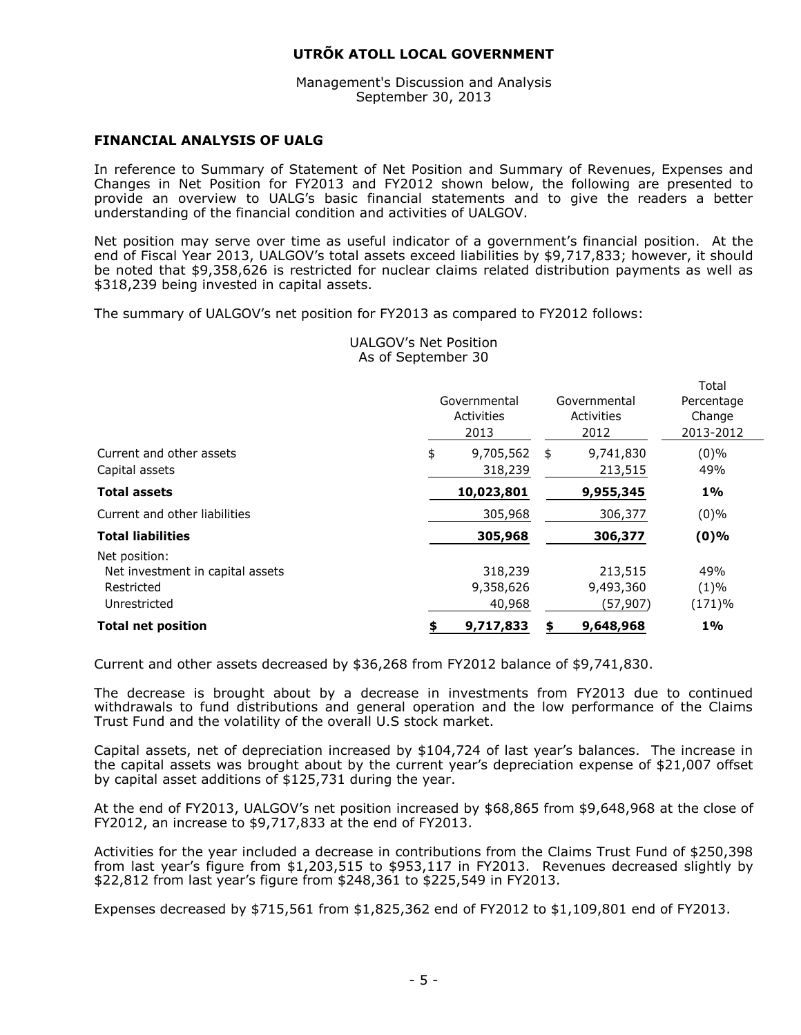# UTRÕK ATOLL LOCAL GOVERNMENT

Management's Discussion and Analysis
September 30, 2013

## FINANCIAL ANALYSIS OF UALG

In reference to Summary of Statement of Net Position and Summary of Revenues, Expenses and Changes in Net Position for FY2013 and FY2012 shown below, the following are presented to provide an overview to UALG's basic financial statements and to give the readers a better understanding of the financial condition and activities of UALGOV.

Net position may serve over time as useful indicator of a government's financial position. At the end of Fiscal Year 2013, UALGOV's total assets exceed liabilities by $9,717,833; however, it should be noted that $9,358,626 is restricted for nuclear claims related distribution payments as well as $318,239 being invested in capital assets.

The summary of UALGOV's net position for FY2013 as compared to FY2012 follows:

UALGOV's Net Position
As of September 30

| | Governmental Activities 2013 | Governmental Activities 2012 | Total Percentage Change 2013-2012 |
|---|---|---|---|
| Current and other assets | $ 9,705,562 | $ 9,741,830 | (0)% |
| Capital assets | 318,239 | 213,515 | 49% |
| **Total assets** | **10,023,801** | **9,955,345** | **1%** |
| Current and other liabilities | 305,968 | 306,377 | (0)% |
| **Total liabilities** | **305,968** | **306,377** | **(0)%** |
| Net position: | | | |
| Net investment in capital assets | 318,239 | 213,515 | 49% |
| Restricted | 9,358,626 | 9,493,360 | (1)% |
| Unrestricted | 40,968 | (57,907) | (171)% |
| **Total net position** | **$ 9,717,833** | **$ 9,648,968** | **1%** |

Current and other assets decreased by $36,268 from FY2012 balance of $9,741,830.

The decrease is brought about by a decrease in investments from FY2013 due to continued withdrawals to fund distributions and general operation and the low performance of the Claims Trust Fund and the volatility of the overall U.S stock market.

Capital assets, net of depreciation increased by $104,724 of last year's balances. The increase in the capital assets was brought about by the current year's depreciation expense of $21,007 offset by capital asset additions of $125,731 during the year.

At the end of FY2013, UALGOV's net position increased by $68,865 from $9,648,968 at the close of FY2012, an increase to $9,717,833 at the end of FY2013.

Activities for the year included a decrease in contributions from the Claims Trust Fund of $250,398 from last year's figure from $1,203,515 to $953,117 in FY2013. Revenues decreased slightly by $22,812 from last year's figure from $248,361 to $225,549 in FY2013.

Expenses decreased by $715,561 from $1,825,362 end of FY2012 to $1,109,801 end of FY2013.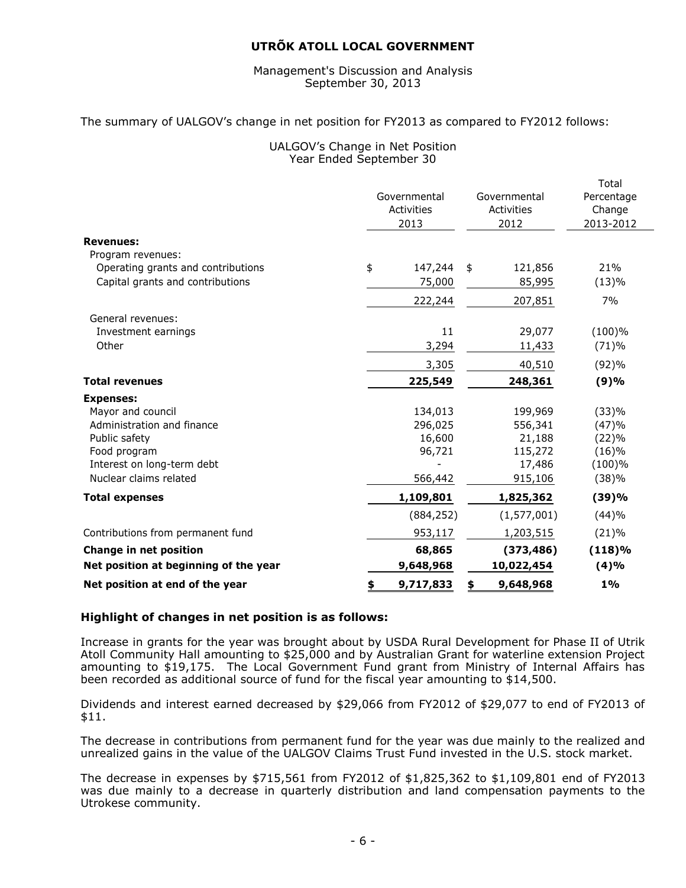# UTRÕK ATOLL LOCAL GOVERNMENT

Management's Discussion and Analysis
September 30, 2013

The summary of UALGOV's change in net position for FY2013 as compared to FY2012 follows:

UALGOV's Change in Net Position
Year Ended September 30

| | Governmental Activities 2013 | Governmental Activities 2012 | Total Percentage Change 2013-2012 |
|---|---|---|---|
| **Revenues:** | | | |
| Program revenues: | | | |
| Operating grants and contributions | $ 147,244 | $ 121,856 | 21% |
| Capital grants and contributions | 75,000 | 85,995 | (13)% |
| | 222,244 | 207,851 | 7% |
| General revenues: | | | |
| Investment earnings | 11 | 29,077 | (100)% |
| Other | 3,294 | 11,433 | (71)% |
| | 3,305 | 40,510 | (92)% |
| **Total revenues** | **225,549** | **248,361** | **(9)%** |
| **Expenses:** | | | |
| Mayor and council | 134,013 | 199,969 | (33)% |
| Administration and finance | 296,025 | 556,341 | (47)% |
| Public safety | 16,600 | 21,188 | (22)% |
| Food program | 96,721 | 115,272 | (16)% |
| Interest on long-term debt | - | 17,486 | (100)% |
| Nuclear claims related | 566,442 | 915,106 | (38)% |
| **Total expenses** | **1,109,801** | **1,825,362** | **(39)%** |
| | (884,252) | (1,577,001) | (44)% |
| Contributions from permanent fund | 953,117 | 1,203,515 | (21)% |
| **Change in net position** | **68,865** | **(373,486)** | **(118)%** |
| **Net position at beginning of the year** | **9,648,968** | **10,022,454** | **(4)%** |
| **Net position at end of the year** | **$ 9,717,833** | **$ 9,648,968** | **1%** |

### Highlight of changes in net position is as follows:

Increase in grants for the year was brought about by USDA Rural Development for Phase II of Utrik Atoll Community Hall amounting to $25,000 and by Australian Grant for waterline extension Project amounting to $19,175. The Local Government Fund grant from Ministry of Internal Affairs has been recorded as additional source of fund for the fiscal year amounting to $14,500.

Dividends and interest earned decreased by $29,066 from FY2012 of $29,077 to end of FY2013 of $11.

The decrease in contributions from permanent fund for the year was due mainly to the realized and unrealized gains in the value of the UALGOV Claims Trust Fund invested in the U.S. stock market.

The decrease in expenses by $715,561 from FY2012 of $1,825,362 to $1,109,801 end of FY2013 was due mainly to a decrease in quarterly distribution and land compensation payments to the Utrokese community.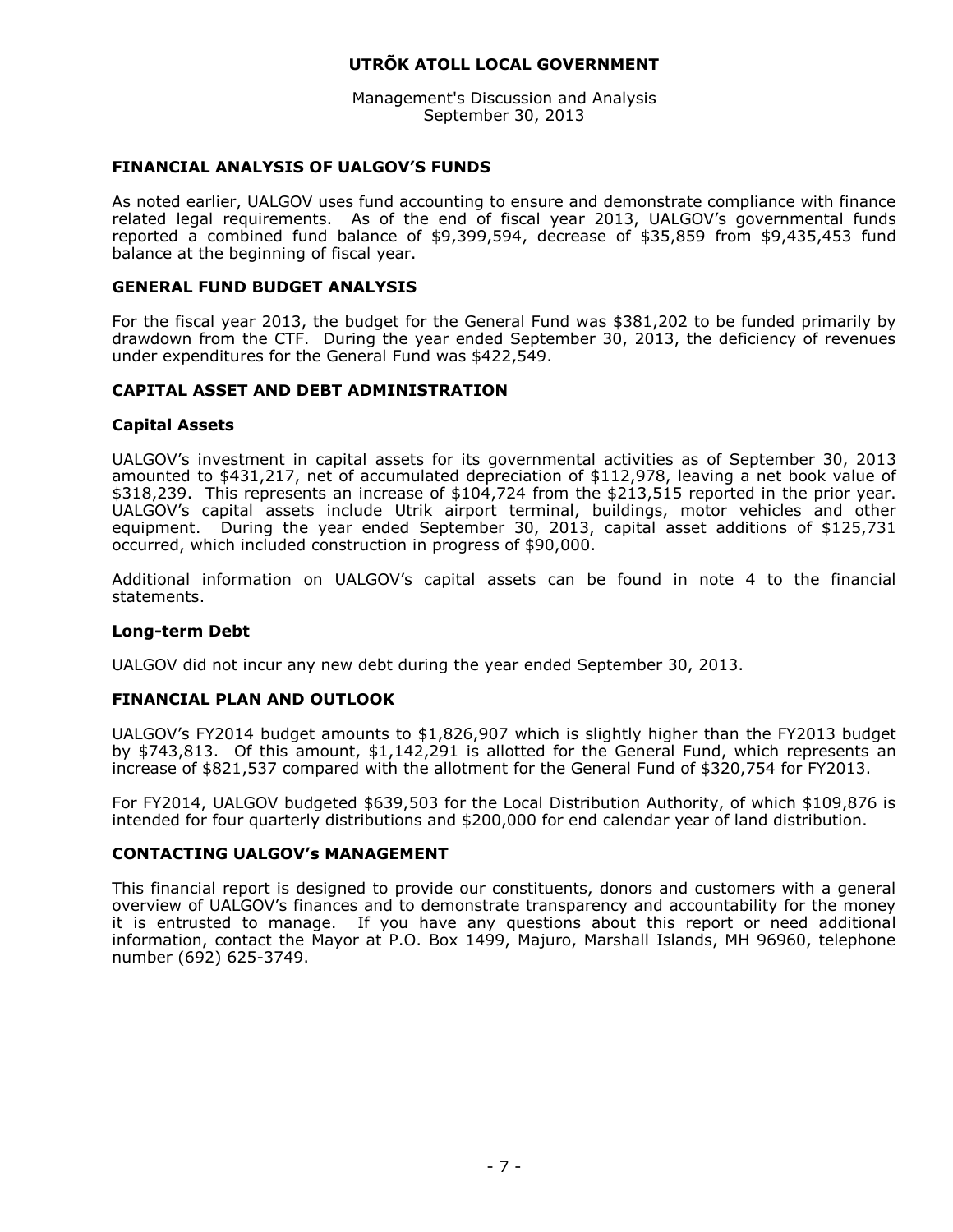## FINANCIAL ANALYSIS OF UALGOV'S FUNDS

As noted earlier, UALGOV uses fund accounting to ensure and demonstrate compliance with finance related legal requirements. As of the end of fiscal year 2013, UALGOV's governmental funds reported a combined fund balance of $9,399,594, decrease of $35,859 from $9,435,453 fund balance at the beginning of fiscal year.

## GENERAL FUND BUDGET ANALYSIS

For the fiscal year 2013, the budget for the General Fund was $381,202 to be funded primarily by drawdown from the CTF. During the year ended September 30, 2013, the deficiency of revenues under expenditures for the General Fund was $422,549.

## CAPITAL ASSET AND DEBT ADMINISTRATION

### Capital Assets

UALGOV's investment in capital assets for its governmental activities as of September 30, 2013 amounted to $431,217, net of accumulated depreciation of $112,978, leaving a net book value of $318,239. This represents an increase of $104,724 from the $213,515 reported in the prior year. UALGOV's capital assets include Utrik airport terminal, buildings, motor vehicles and other equipment. During the year ended September 30, 2013, capital asset additions of $125,731 occurred, which included construction in progress of $90,000.

Additional information on UALGOV's capital assets can be found in note 4 to the financial statements.

### Long-term Debt

UALGOV did not incur any new debt during the year ended September 30, 2013.

## FINANCIAL PLAN AND OUTLOOK

UALGOV's FY2014 budget amounts to $1,826,907 which is slightly higher than the FY2013 budget by $743,813. Of this amount, $1,142,291 is allotted for the General Fund, which represents an increase of $821,537 compared with the allotment for the General Fund of $320,754 for FY2013.

For FY2014, UALGOV budgeted $639,503 for the Local Distribution Authority, of which $109,876 is intended for four quarterly distributions and $200,000 for end calendar year of land distribution.

## CONTACTING UALGOV's MANAGEMENT

This financial report is designed to provide our constituents, donors and customers with a general overview of UALGOV's finances and to demonstrate transparency and accountability for the money it is entrusted to manage. If you have any questions about this report or need additional information, contact the Mayor at P.O. Box 1499, Majuro, Marshall Islands, MH 96960, telephone number (692) 625-3749.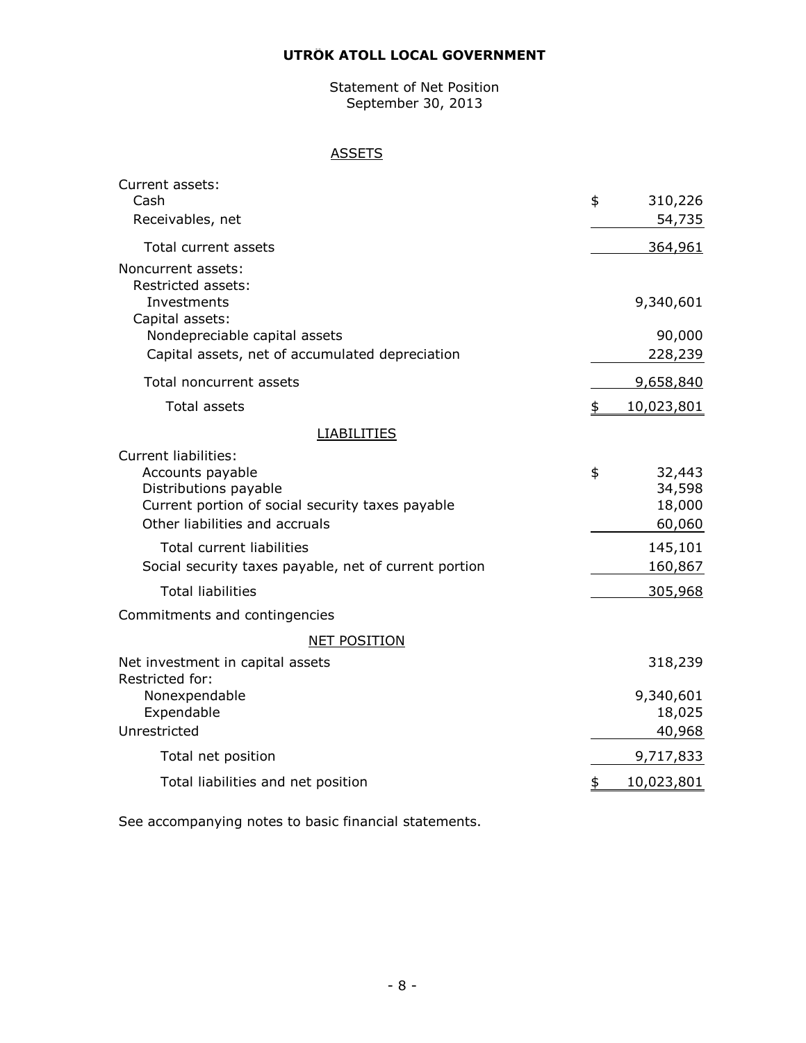# UTRÕK ATOLL LOCAL GOVERNMENT

Statement of Net Position
September 30, 2013

## ASSETS

| | |
|---|---|
| Current assets: | |
| Cash | $ 310,226 |
| Receivables, net | 54,735 |
| Total current assets | 364,961 |
| Noncurrent assets: | |
| Restricted assets: | |
| Investments | 9,340,601 |
| Capital assets: | |
| Nondepreciable capital assets | 90,000 |
| Capital assets, net of accumulated depreciation | 228,239 |
| Total noncurrent assets | 9,658,840 |
| Total assets | $ 10,023,801 |

## LIABILITIES

| | |
|---|---|
| Current liabilities: | |
| Accounts payable | $ 32,443 |
| Distributions payable | 34,598 |
| Current portion of social security taxes payable | 18,000 |
| Other liabilities and accruals | 60,060 |
| Total current liabilities | 145,101 |
| Social security taxes payable, net of current portion | 160,867 |
| Total liabilities | 305,968 |
| Commitments and contingencies | |

## NET POSITION

| | |
|---|---|
| Net investment in capital assets | 318,239 |
| Restricted for: | |
| Nonexpendable | 9,340,601 |
| Expendable | 18,025 |
| Unrestricted | 40,968 |
| Total net position | 9,717,833 |
| Total liabilities and net position | $ 10,023,801 |

See accompanying notes to basic financial statements.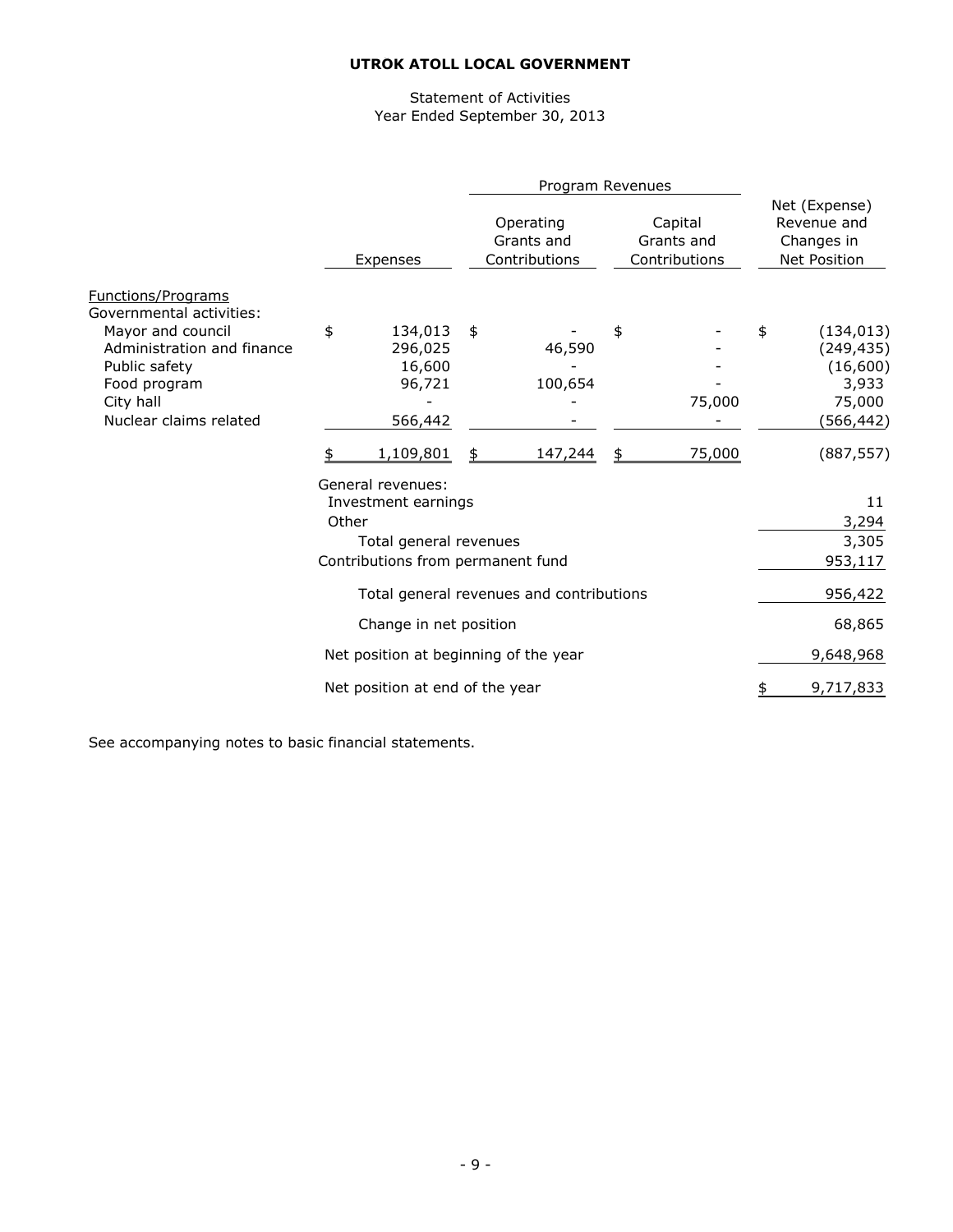**UTROK ATOLL LOCAL GOVERNMENT**

Statement of Activities
Year Ended September 30, 2013

| | | Program Revenues | | |
|---|---|---|---|---|
| | Expenses | Operating Grants and Contributions | Capital Grants and Contributions | Net (Expense) Revenue and Changes in Net Position |
| Functions/Programs | | | | |
| Governmental activities: | | | | |
| Mayor and council | $ 134,013 | $ - | $ - | $ (134,013) |
| Administration and finance | 296,025 | 46,590 | - | (249,435) |
| Public safety | 16,600 | - | - | (16,600) |
| Food program | 96,721 | 100,654 | - | 3,933 |
| City hall | - | - | 75,000 | 75,000 |
| Nuclear claims related | 566,442 | - | - | (566,442) |
| | $ 1,109,801 | $ 147,244 | $ 75,000 | (887,557) |
| General revenues: | | | | |
| Investment earnings | | | | 11 |
| Other | | | | 3,294 |
| Total general revenues | | | | 3,305 |
| Contributions from permanent fund | | | | 953,117 |
| Total general revenues and contributions | | | | 956,422 |
| Change in net position | | | | 68,865 |
| Net position at beginning of the year | | | | 9,648,968 |
| Net position at end of the year | | | | $ 9,717,833 |

See accompanying notes to basic financial statements.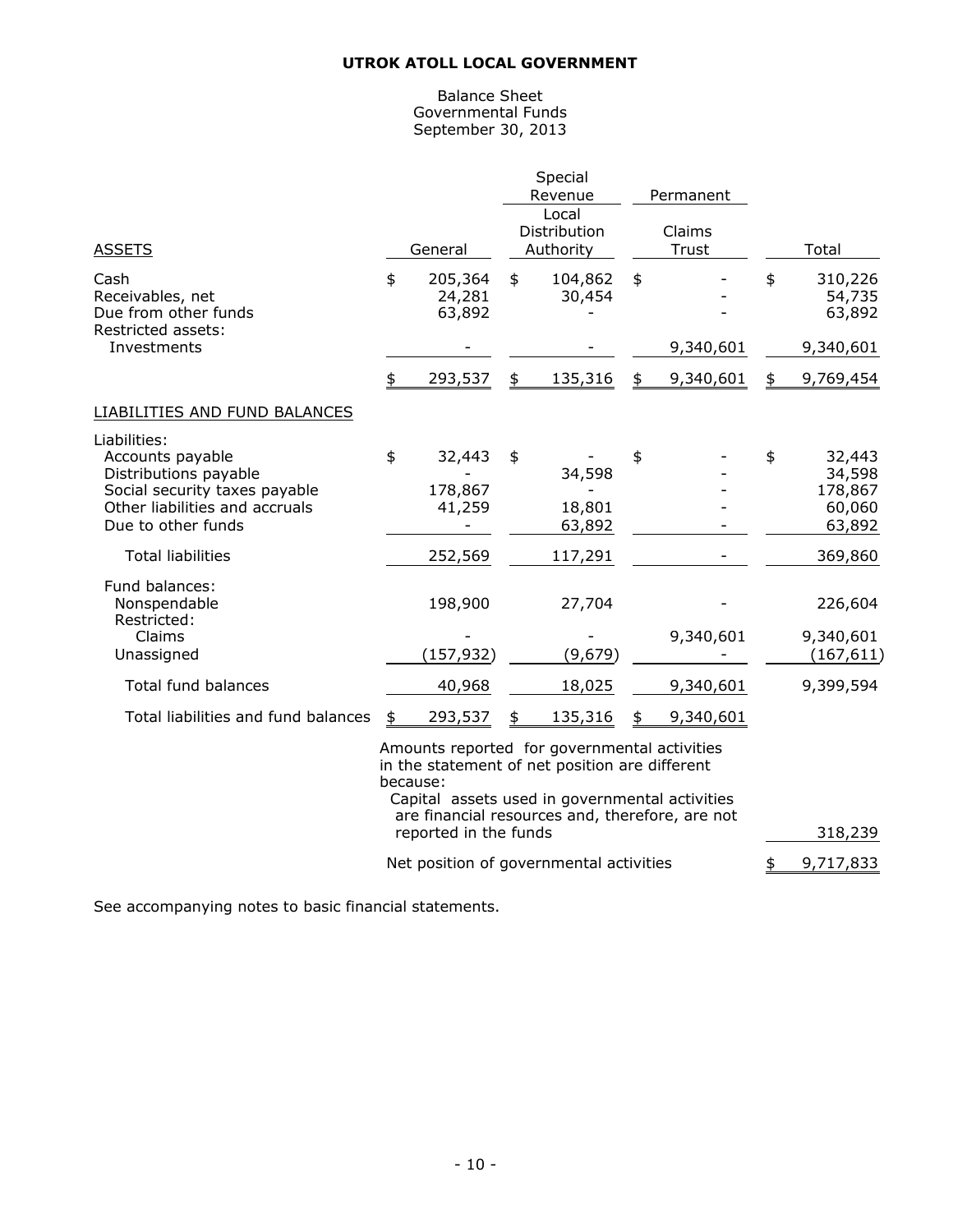**UTROK ATOLL LOCAL GOVERNMENT**

Balance Sheet
Governmental Funds
September 30, 2013

| | | Special Revenue | Permanent | |
|---|---|---|---|---|
| | | Local Distribution | Claims | |
| ASSETS | General | Authority | Trust | Total |
| Cash | $ 205,364 | $ 104,862 | $ - | $ 310,226 |
| Receivables, net | 24,281 | 30,454 | - | 54,735 |
| Due from other funds | 63,892 | - | - | 63,892 |
| Restricted assets: | | | | |
| Investments | - | - | 9,340,601 | 9,340,601 |
| | $ 293,537 | $ 135,316 | $ 9,340,601 | $ 9,769,454 |
| LIABILITIES AND FUND BALANCES | | | | |
| Liabilities: | | | | |
| Accounts payable | $ 32,443 | $ - | $ - | $ 32,443 |
| Distributions payable | - | 34,598 | - | 34,598 |
| Social security taxes payable | 178,867 | - | - | 178,867 |
| Other liabilities and accruals | 41,259 | 18,801 | - | 60,060 |
| Due to other funds | - | 63,892 | - | 63,892 |
| Total liabilities | 252,569 | 117,291 | - | 369,860 |
| Fund balances: | | | | |
| Nonspendable | 198,900 | 27,704 | - | 226,604 |
| Restricted: | | | | |
| Claims | - | - | 9,340,601 | 9,340,601 |
| Unassigned | (157,932) | (9,679) | - | (167,611) |
| Total fund balances | 40,968 | 18,025 | 9,340,601 | 9,399,594 |
| Total liabilities and fund balances | $ 293,537 | $ 135,316 | $ 9,340,601 | |

| | |
|---|---|
| Amounts reported for governmental activities in the statement of net position are different because: | |
| Capital assets used in governmental activities are financial resources and, therefore, are not reported in the funds | 318,239 |
| Net position of governmental activities | $ 9,717,833 |

See accompanying notes to basic financial statements.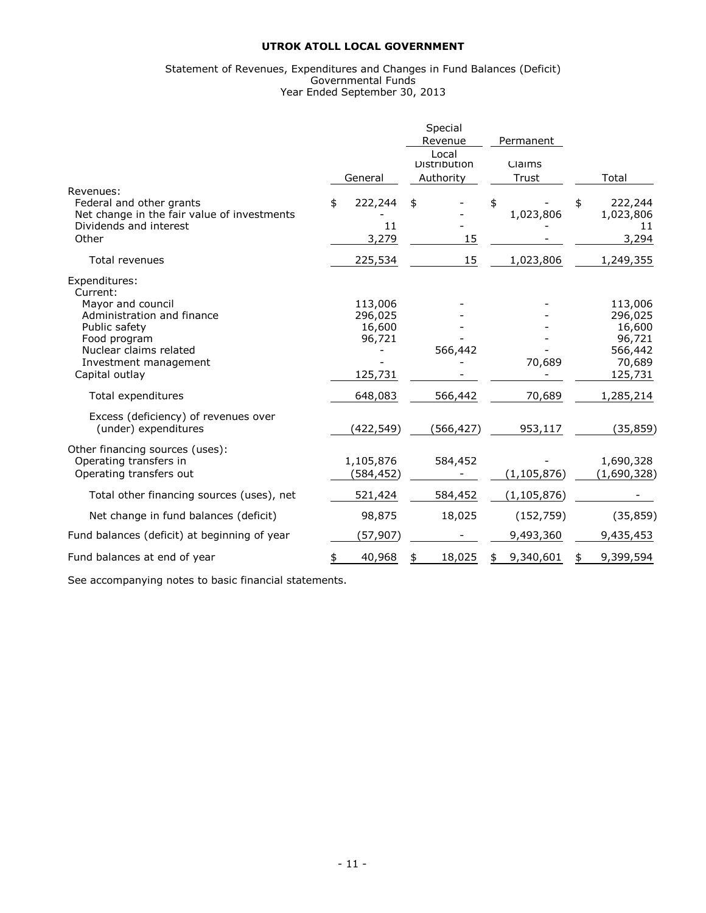**UTROK ATOLL LOCAL GOVERNMENT**

Statement of Revenues, Expenditures and Changes in Fund Balances (Deficit)
Governmental Funds
Year Ended September 30, 2013

| | | Special Revenue | Permanent | |
|---|---|---|---|---|
| | General | Local Distribution Authority | Claims Trust | Total |
| Revenues: | | | | |
| Federal and other grants | $ 222,244 | $ - | $ - | $ 222,244 |
| Net change in the fair value of investments | - | - | 1,023,806 | 1,023,806 |
| Dividends and interest | 11 | - | - | 11 |
| Other | 3,279 | 15 | - | 3,294 |
| Total revenues | 225,534 | 15 | 1,023,806 | 1,249,355 |
| Expenditures: | | | | |
| Current: | | | | |
| Mayor and council | 113,006 | - | - | 113,006 |
| Administration and finance | 296,025 | - | - | 296,025 |
| Public safety | 16,600 | - | - | 16,600 |
| Food program | 96,721 | - | - | 96,721 |
| Nuclear claims related | - | 566,442 | - | 566,442 |
| Investment management | - | - | 70,689 | 70,689 |
| Capital outlay | 125,731 | - | - | 125,731 |
| Total expenditures | 648,083 | 566,442 | 70,689 | 1,285,214 |
| Excess (deficiency) of revenues over (under) expenditures | (422,549) | (566,427) | 953,117 | (35,859) |
| Other financing sources (uses): | | | | |
| Operating transfers in | 1,105,876 | 584,452 | - | 1,690,328 |
| Operating transfers out | (584,452) | - | (1,105,876) | (1,690,328) |
| Total other financing sources (uses), net | 521,424 | 584,452 | (1,105,876) | - |
| Net change in fund balances (deficit) | 98,875 | 18,025 | (152,759) | (35,859) |
| Fund balances (deficit) at beginning of year | (57,907) | - | 9,493,360 | 9,435,453 |
| Fund balances at end of year | $ 40,968 | $ 18,025 | $ 9,340,601 | $ 9,399,594 |

See accompanying notes to basic financial statements.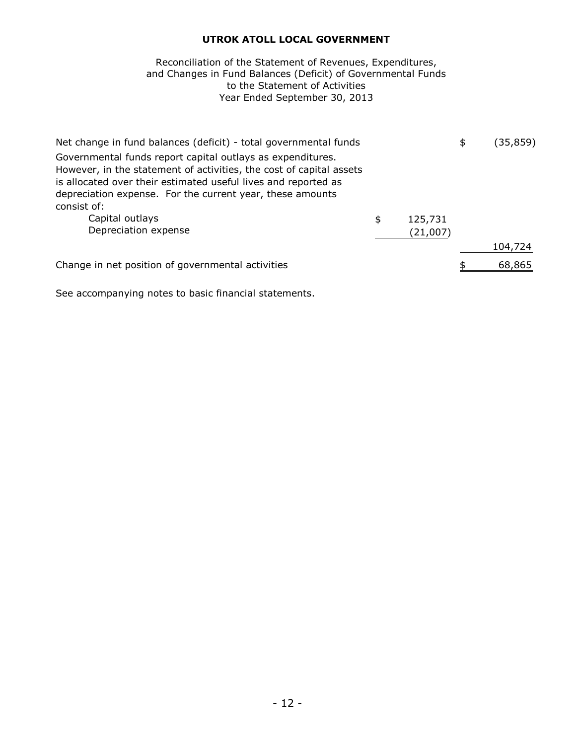**UTRÕK ATOLL LOCAL GOVERNMENT**

Reconciliation of the Statement of Revenues, Expenditures, and Changes in Fund Balances (Deficit) of Governmental Funds to the Statement of Activities
Year Ended September 30, 2013

| | | |
|---|---|---|
| Net change in fund balances (deficit) - total governmental funds | | $ (35,859) |
| Governmental funds report capital outlays as expenditures. However, in the statement of activities, the cost of capital assets is allocated over their estimated useful lives and reported as depreciation expense. For the current year, these amounts consist of: | | |
| Capital outlays | $ 125,731 | |
| Depreciation expense | (21,007) | |
| | | 104,724 |
| Change in net position of governmental activities | | $ 68,865 |

See accompanying notes to basic financial statements.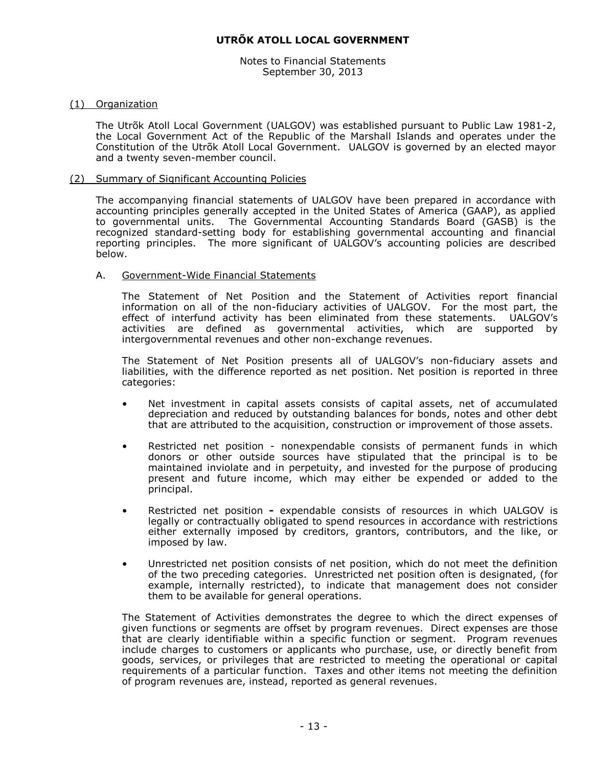# UTRÕK ATOLL LOCAL GOVERNMENT

Notes to Financial Statements
September 30, 2013

## (1) Organization

The Utrõk Atoll Local Government (UALGOV) was established pursuant to Public Law 1981-2, the Local Government Act of the Republic of the Marshall Islands and operates under the Constitution of the Utrõk Atoll Local Government. UALGOV is governed by an elected mayor and a twenty seven-member council.

## (2) Summary of Significant Accounting Policies

The accompanying financial statements of UALGOV have been prepared in accordance with accounting principles generally accepted in the United States of America (GAAP), as applied to governmental units. The Governmental Accounting Standards Board (GASB) is the recognized standard-setting body for establishing governmental accounting and financial reporting principles. The more significant of UALGOV's accounting policies are described below.

### A. Government-Wide Financial Statements

The Statement of Net Position and the Statement of Activities report financial information on all of the non-fiduciary activities of UALGOV. For the most part, the effect of interfund activity has been eliminated from these statements. UALGOV's activities are defined as governmental activities, which are supported by intergovernmental revenues and other non-exchange revenues.

The Statement of Net Position presents all of UALGOV's non-fiduciary assets and liabilities, with the difference reported as net position. Net position is reported in three categories:

- Net investment in capital assets consists of capital assets, net of accumulated depreciation and reduced by outstanding balances for bonds, notes and other debt that are attributed to the acquisition, construction or improvement of those assets.
- Restricted net position - nonexpendable consists of permanent funds in which donors or other outside sources have stipulated that the principal is to be maintained inviolate and in perpetuity, and invested for the purpose of producing present and future income, which may either be expended or added to the principal.
- Restricted net position **-** expendable consists of resources in which UALGOV is legally or contractually obligated to spend resources in accordance with restrictions either externally imposed by creditors, grantors, contributors, and the like, or imposed by law.
- Unrestricted net position consists of net position, which do not meet the definition of the two preceding categories. Unrestricted net position often is designated, (for example, internally restricted), to indicate that management does not consider them to be available for general operations.

The Statement of Activities demonstrates the degree to which the direct expenses of given functions or segments are offset by program revenues. Direct expenses are those that are clearly identifiable within a specific function or segment. Program revenues include charges to customers or applicants who purchase, use, or directly benefit from goods, services, or privileges that are restricted to meeting the operational or capital requirements of a particular function. Taxes and other items not meeting the definition of program revenues are, instead, reported as general revenues.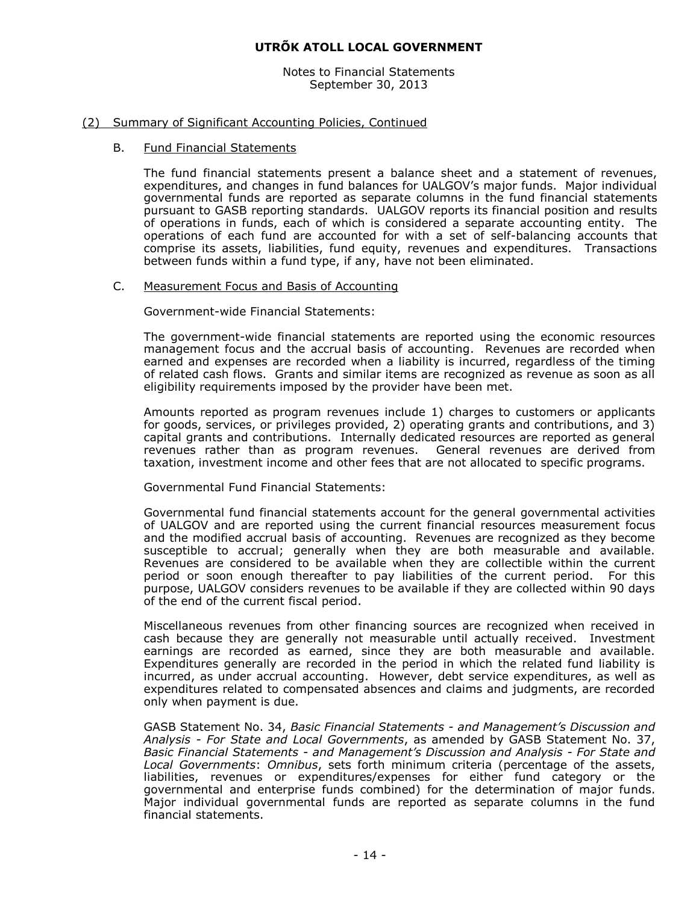## (2) Summary of Significant Accounting Policies, Continued

### B. Fund Financial Statements

The fund financial statements present a balance sheet and a statement of revenues, expenditures, and changes in fund balances for UALGOV's major funds. Major individual governmental funds are reported as separate columns in the fund financial statements pursuant to GASB reporting standards. UALGOV reports its financial position and results of operations in funds, each of which is considered a separate accounting entity. The operations of each fund are accounted for with a set of self-balancing accounts that comprise its assets, liabilities, fund equity, revenues and expenditures. Transactions between funds within a fund type, if any, have not been eliminated.

### C. Measurement Focus and Basis of Accounting

Government-wide Financial Statements:

The government-wide financial statements are reported using the economic resources management focus and the accrual basis of accounting. Revenues are recorded when earned and expenses are recorded when a liability is incurred, regardless of the timing of related cash flows. Grants and similar items are recognized as revenue as soon as all eligibility requirements imposed by the provider have been met.

Amounts reported as program revenues include 1) charges to customers or applicants for goods, services, or privileges provided, 2) operating grants and contributions, and 3) capital grants and contributions. Internally dedicated resources are reported as general revenues rather than as program revenues. General revenues are derived from taxation, investment income and other fees that are not allocated to specific programs.

Governmental Fund Financial Statements:

Governmental fund financial statements account for the general governmental activities of UALGOV and are reported using the current financial resources measurement focus and the modified accrual basis of accounting. Revenues are recognized as they become susceptible to accrual; generally when they are both measurable and available. Revenues are considered to be available when they are collectible within the current period or soon enough thereafter to pay liabilities of the current period. For this purpose, UALGOV considers revenues to be available if they are collected within 90 days of the end of the current fiscal period.

Miscellaneous revenues from other financing sources are recognized when received in cash because they are generally not measurable until actually received. Investment earnings are recorded as earned, since they are both measurable and available. Expenditures generally are recorded in the period in which the related fund liability is incurred, as under accrual accounting. However, debt service expenditures, as well as expenditures related to compensated absences and claims and judgments, are recorded only when payment is due.

GASB Statement No. 34, *Basic Financial Statements - and Management's Discussion and Analysis - For State and Local Governments*, as amended by GASB Statement No. 37, *Basic Financial Statements - and Management's Discussion and Analysis - For State and Local Governments*: *Omnibus*, sets forth minimum criteria (percentage of the assets, liabilities, revenues or expenditures/expenses for either fund category or the governmental and enterprise funds combined) for the determination of major funds. Major individual governmental funds are reported as separate columns in the fund financial statements.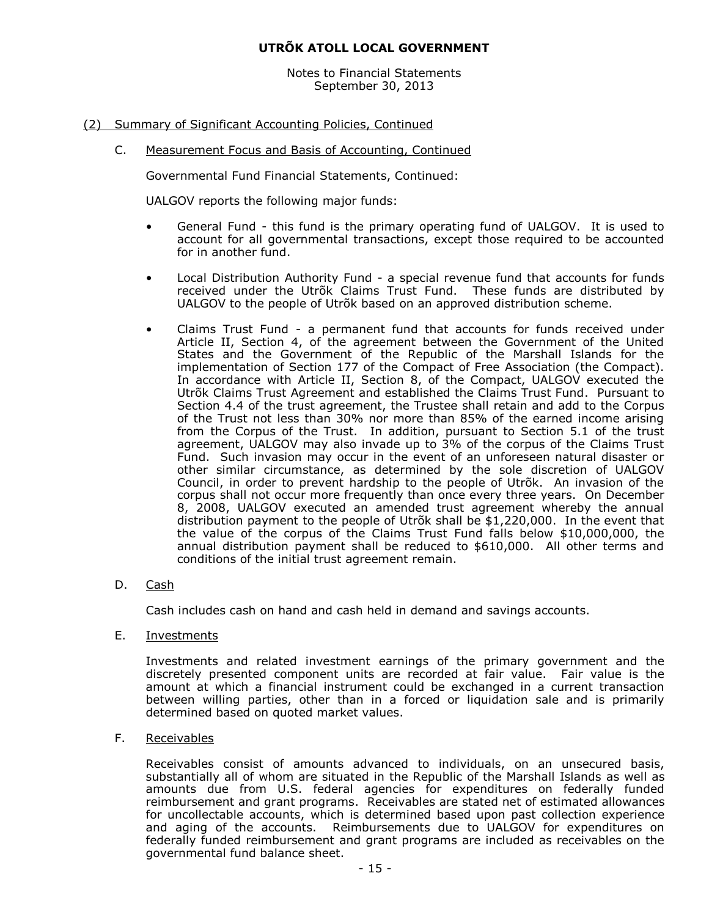# UTRÕK ATOLL LOCAL GOVERNMENT

Notes to Financial Statements
September 30, 2013

## (2) Summary of Significant Accounting Policies, Continued

### C. Measurement Focus and Basis of Accounting, Continued

Governmental Fund Financial Statements, Continued:

UALGOV reports the following major funds:

- General Fund - this fund is the primary operating fund of UALGOV. It is used to account for all governmental transactions, except those required to be accounted for in another fund.

- Local Distribution Authority Fund - a special revenue fund that accounts for funds received under the Utrõk Claims Trust Fund. These funds are distributed by UALGOV to the people of Utrõk based on an approved distribution scheme.

- Claims Trust Fund - a permanent fund that accounts for funds received under Article II, Section 4, of the agreement between the Government of the United States and the Government of the Republic of the Marshall Islands for the implementation of Section 177 of the Compact of Free Association (the Compact). In accordance with Article II, Section 8, of the Compact, UALGOV executed the Utrõk Claims Trust Agreement and established the Claims Trust Fund. Pursuant to Section 4.4 of the trust agreement, the Trustee shall retain and add to the Corpus of the Trust not less than 30% nor more than 85% of the earned income arising from the Corpus of the Trust. In addition, pursuant to Section 5.1 of the trust agreement, UALGOV may also invade up to 3% of the corpus of the Claims Trust Fund. Such invasion may occur in the event of an unforeseen natural disaster or other similar circumstance, as determined by the sole discretion of UALGOV Council, in order to prevent hardship to the people of Utrõk. An invasion of the corpus shall not occur more frequently than once every three years. On December 8, 2008, UALGOV executed an amended trust agreement whereby the annual distribution payment to the people of Utrõk shall be $1,220,000. In the event that the value of the corpus of the Claims Trust Fund falls below $10,000,000, the annual distribution payment shall be reduced to $610,000. All other terms and conditions of the initial trust agreement remain.

### D. Cash

Cash includes cash on hand and cash held in demand and savings accounts.

### E. Investments

Investments and related investment earnings of the primary government and the discretely presented component units are recorded at fair value. Fair value is the amount at which a financial instrument could be exchanged in a current transaction between willing parties, other than in a forced or liquidation sale and is primarily determined based on quoted market values.

### F. Receivables

Receivables consist of amounts advanced to individuals, on an unsecured basis, substantially all of whom are situated in the Republic of the Marshall Islands as well as amounts due from U.S. federal agencies for expenditures on federally funded reimbursement and grant programs. Receivables are stated net of estimated allowances for uncollectable accounts, which is determined based upon past collection experience and aging of the accounts. Reimbursements due to UALGOV for expenditures on federally funded reimbursement and grant programs are included as receivables on the governmental fund balance sheet.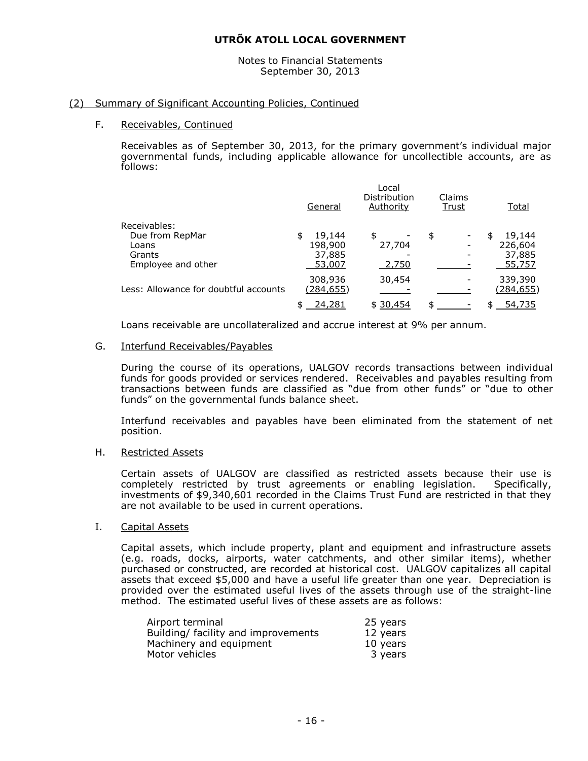# UTRÕK ATOLL LOCAL GOVERNMENT

Notes to Financial Statements
September 30, 2013

## (2) Summary of Significant Accounting Policies, Continued

### F. Receivables, Continued

Receivables as of September 30, 2013, for the primary government's individual major governmental funds, including applicable allowance for uncollectible accounts, are as follows:

| | General | Local Distribution Authority | Claims Trust | Total |
|---|---|---|---|---|
| Receivables: | | | | |
| Due from RepMar | $ 19,144 | $ - | $ - | $ 19,144 |
| Loans | 198,900 | 27,704 | - | 226,604 |
| Grants | 37,885 | - | - | 37,885 |
| Employee and other | 53,007 | 2,750 | - | 55,757 |
| | 308,936 | 30,454 | - | 339,390 |
| Less: Allowance for doubtful accounts | (284,655) | - | - | (284,655) |
| | $ 24,281 | $ 30,454 | $ - | $ 54,735 |

Loans receivable are uncollateralized and accrue interest at 9% per annum.

### G. Interfund Receivables/Payables

During the course of its operations, UALGOV records transactions between individual funds for goods provided or services rendered. Receivables and payables resulting from transactions between funds are classified as "due from other funds" or "due to other funds" on the governmental funds balance sheet.

Interfund receivables and payables have been eliminated from the statement of net position.

### H. Restricted Assets

Certain assets of UALGOV are classified as restricted assets because their use is completely restricted by trust agreements or enabling legislation. Specifically, investments of $9,340,601 recorded in the Claims Trust Fund are restricted in that they are not available to be used in current operations.

### I. Capital Assets

Capital assets, which include property, plant and equipment and infrastructure assets (e.g. roads, docks, airports, water catchments, and other similar items), whether purchased or constructed, are recorded at historical cost. UALGOV capitalizes all capital assets that exceed $5,000 and have a useful life greater than one year. Depreciation is provided over the estimated useful lives of the assets through use of the straight-line method. The estimated useful lives of these assets are as follows:

| | |
|---|---|
| Airport terminal | 25 years |
| Building/ facility and improvements | 12 years |
| Machinery and equipment | 10 years |
| Motor vehicles | 3 years |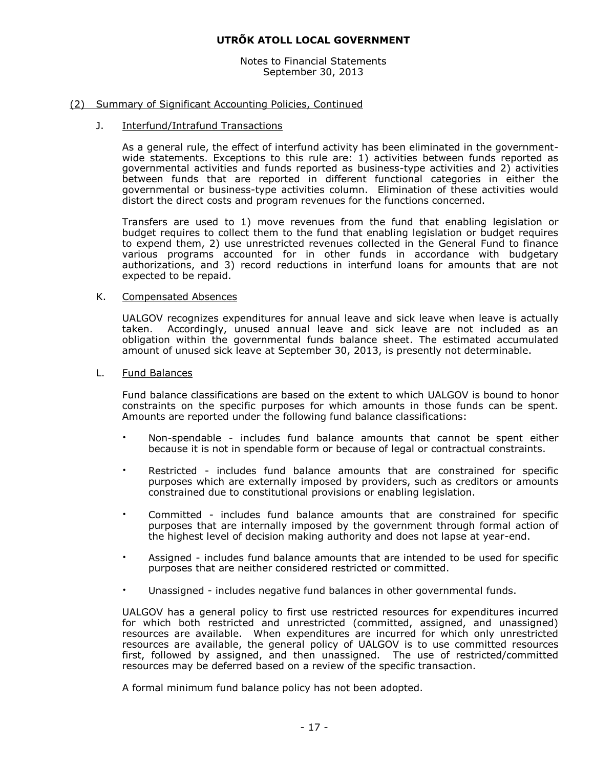# UTRÕK ATOLL LOCAL GOVERNMENT

Notes to Financial Statements
September 30, 2013

## (2) Summary of Significant Accounting Policies, Continued

### J. Interfund/Intrafund Transactions

As a general rule, the effect of interfund activity has been eliminated in the government-wide statements. Exceptions to this rule are: 1) activities between funds reported as governmental activities and funds reported as business-type activities and 2) activities between funds that are reported in different functional categories in either the governmental or business-type activities column. Elimination of these activities would distort the direct costs and program revenues for the functions concerned.

Transfers are used to 1) move revenues from the fund that enabling legislation or budget requires to collect them to the fund that enabling legislation or budget requires to expend them, 2) use unrestricted revenues collected in the General Fund to finance various programs accounted for in other funds in accordance with budgetary authorizations, and 3) record reductions in interfund loans for amounts that are not expected to be repaid.

### K. Compensated Absences

UALGOV recognizes expenditures for annual leave and sick leave when leave is actually taken. Accordingly, unused annual leave and sick leave are not included as an obligation within the governmental funds balance sheet. The estimated accumulated amount of unused sick leave at September 30, 2013, is presently not determinable.

### L. Fund Balances

Fund balance classifications are based on the extent to which UALGOV is bound to honor constraints on the specific purposes for which amounts in those funds can be spent. Amounts are reported under the following fund balance classifications:

- Non-spendable - includes fund balance amounts that cannot be spent either because it is not in spendable form or because of legal or contractual constraints.
- Restricted - includes fund balance amounts that are constrained for specific purposes which are externally imposed by providers, such as creditors or amounts constrained due to constitutional provisions or enabling legislation.
- Committed - includes fund balance amounts that are constrained for specific purposes that are internally imposed by the government through formal action of the highest level of decision making authority and does not lapse at year-end.
- Assigned - includes fund balance amounts that are intended to be used for specific purposes that are neither considered restricted or committed.
- Unassigned - includes negative fund balances in other governmental funds.

UALGOV has a general policy to first use restricted resources for expenditures incurred for which both restricted and unrestricted (committed, assigned, and unassigned) resources are available. When expenditures are incurred for which only unrestricted resources are available, the general policy of UALGOV is to use committed resources first, followed by assigned, and then unassigned. The use of restricted/committed resources may be deferred based on a review of the specific transaction.

A formal minimum fund balance policy has not been adopted.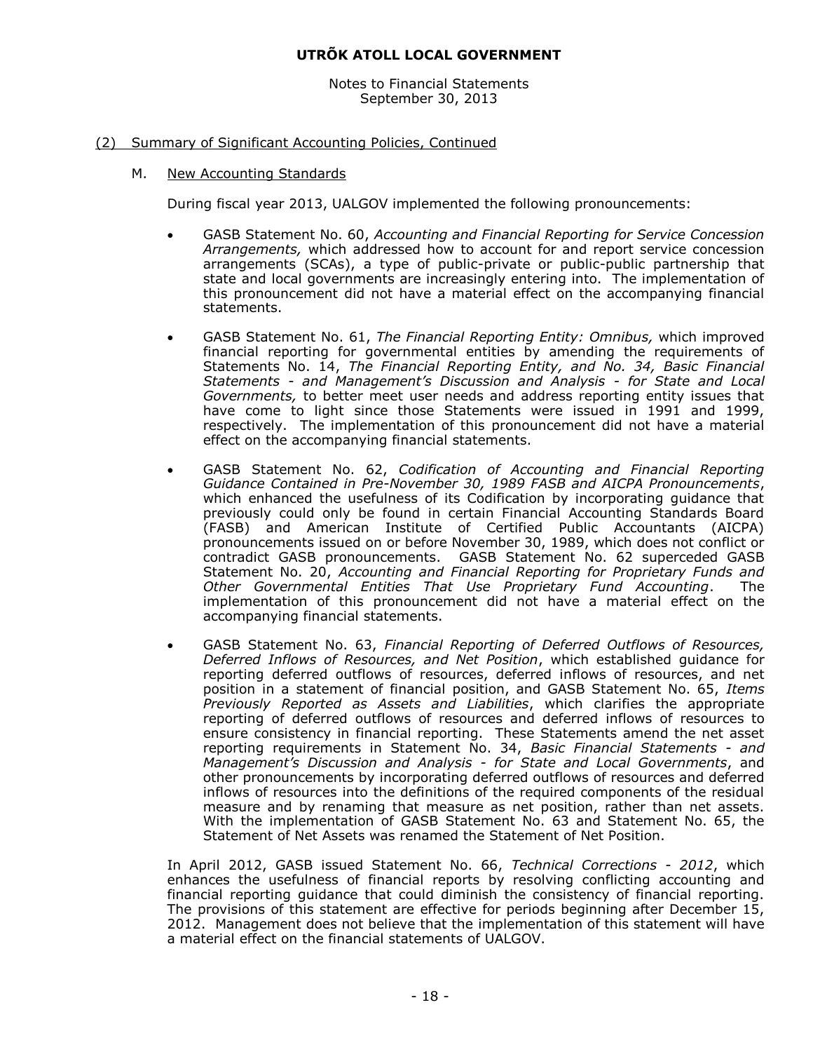# UTRÕK ATOLL LOCAL GOVERNMENT

Notes to Financial Statements
September 30, 2013

## (2) Summary of Significant Accounting Policies, Continued

### M. New Accounting Standards

During fiscal year 2013, UALGOV implemented the following pronouncements:

- GASB Statement No. 60, *Accounting and Financial Reporting for Service Concession Arrangements,* which addressed how to account for and report service concession arrangements (SCAs), a type of public-private or public-public partnership that state and local governments are increasingly entering into. The implementation of this pronouncement did not have a material effect on the accompanying financial statements.

- GASB Statement No. 61, *The Financial Reporting Entity: Omnibus,* which improved financial reporting for governmental entities by amending the requirements of Statements No. 14, *The Financial Reporting Entity, and No. 34, Basic Financial Statements - and Management's Discussion and Analysis - for State and Local Governments,* to better meet user needs and address reporting entity issues that have come to light since those Statements were issued in 1991 and 1999, respectively. The implementation of this pronouncement did not have a material effect on the accompanying financial statements.

- GASB Statement No. 62, *Codification of Accounting and Financial Reporting Guidance Contained in Pre-November 30, 1989 FASB and AICPA Pronouncements*, which enhanced the usefulness of its Codification by incorporating guidance that previously could only be found in certain Financial Accounting Standards Board (FASB) and American Institute of Certified Public Accountants (AICPA) pronouncements issued on or before November 30, 1989, which does not conflict or contradict GASB pronouncements. GASB Statement No. 62 superceded GASB Statement No. 20, *Accounting and Financial Reporting for Proprietary Funds and Other Governmental Entities That Use Proprietary Fund Accounting*. The implementation of this pronouncement did not have a material effect on the accompanying financial statements.

- GASB Statement No. 63, *Financial Reporting of Deferred Outflows of Resources, Deferred Inflows of Resources, and Net Position*, which established guidance for reporting deferred outflows of resources, deferred inflows of resources, and net position in a statement of financial position, and GASB Statement No. 65, *Items Previously Reported as Assets and Liabilities*, which clarifies the appropriate reporting of deferred outflows of resources and deferred inflows of resources to ensure consistency in financial reporting. These Statements amend the net asset reporting requirements in Statement No. 34, *Basic Financial Statements - and Management's Discussion and Analysis - for State and Local Governments*, and other pronouncements by incorporating deferred outflows of resources and deferred inflows of resources into the definitions of the required components of the residual measure and by renaming that measure as net position, rather than net assets. With the implementation of GASB Statement No. 63 and Statement No. 65, the Statement of Net Assets was renamed the Statement of Net Position.

In April 2012, GASB issued Statement No. 66, *Technical Corrections - 2012*, which enhances the usefulness of financial reports by resolving conflicting accounting and financial reporting guidance that could diminish the consistency of financial reporting. The provisions of this statement are effective for periods beginning after December 15, 2012. Management does not believe that the implementation of this statement will have a material effect on the financial statements of UALGOV.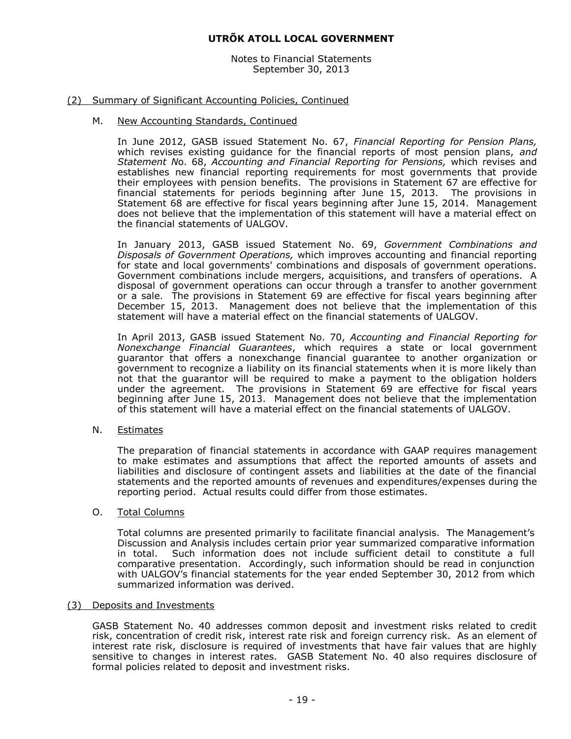# UTRÕK ATOLL LOCAL GOVERNMENT

Notes to Financial Statements
September 30, 2013

## (2) Summary of Significant Accounting Policies, Continued

### M. New Accounting Standards, Continued

In June 2012, GASB issued Statement No. 67, *Financial Reporting for Pension Plans,* which revises existing guidance for the financial reports of most pension plans, *and Statement N*o. 68, *Accounting and Financial Reporting for Pensions,* which revises and establishes new financial reporting requirements for most governments that provide their employees with pension benefits. The provisions in Statement 67 are effective for financial statements for periods beginning after June 15, 2013. The provisions in Statement 68 are effective for fiscal years beginning after June 15, 2014. Management does not believe that the implementation of this statement will have a material effect on the financial statements of UALGOV.

In January 2013, GASB issued Statement No. 69, *Government Combinations and Disposals of Government Operations,* which improves accounting and financial reporting for state and local governments' combinations and disposals of government operations. Government combinations include mergers, acquisitions, and transfers of operations. A disposal of government operations can occur through a transfer to another government or a sale. The provisions in Statement 69 are effective for fiscal years beginning after December 15, 2013. Management does not believe that the implementation of this statement will have a material effect on the financial statements of UALGOV.

In April 2013, GASB issued Statement No. 70, *Accounting and Financial Reporting for Nonexchange Financial Guarantees*, which requires a state or local government guarantor that offers a nonexchange financial guarantee to another organization or government to recognize a liability on its financial statements when it is more likely than not that the guarantor will be required to make a payment to the obligation holders under the agreement. The provisions in Statement 69 are effective for fiscal years beginning after June 15, 2013. Management does not believe that the implementation of this statement will have a material effect on the financial statements of UALGOV.

### N. Estimates

The preparation of financial statements in accordance with GAAP requires management to make estimates and assumptions that affect the reported amounts of assets and liabilities and disclosure of contingent assets and liabilities at the date of the financial statements and the reported amounts of revenues and expenditures/expenses during the reporting period. Actual results could differ from those estimates.

### O. Total Columns

Total columns are presented primarily to facilitate financial analysis. The Management's Discussion and Analysis includes certain prior year summarized comparative information in total. Such information does not include sufficient detail to constitute a full comparative presentation. Accordingly, such information should be read in conjunction with UALGOV's financial statements for the year ended September 30, 2012 from which summarized information was derived.

## (3) Deposits and Investments

GASB Statement No. 40 addresses common deposit and investment risks related to credit risk, concentration of credit risk, interest rate risk and foreign currency risk. As an element of interest rate risk, disclosure is required of investments that have fair values that are highly sensitive to changes in interest rates. GASB Statement No. 40 also requires disclosure of formal policies related to deposit and investment risks.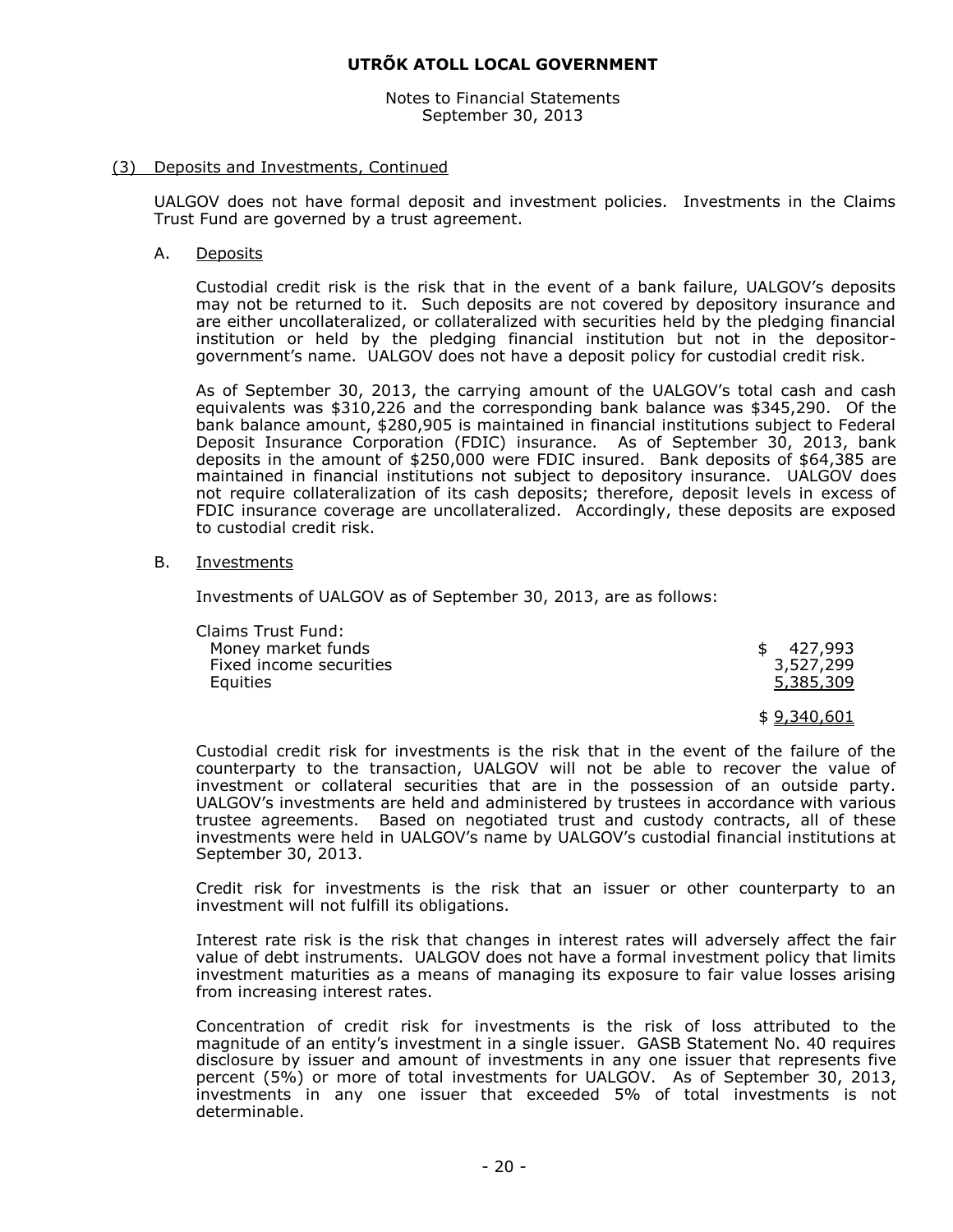## (3) Deposits and Investments, Continued

UALGOV does not have formal deposit and investment policies. Investments in the Claims Trust Fund are governed by a trust agreement.

### A. Deposits

Custodial credit risk is the risk that in the event of a bank failure, UALGOV's deposits may not be returned to it. Such deposits are not covered by depository insurance and are either uncollateralized, or collateralized with securities held by the pledging financial institution or held by the pledging financial institution but not in the depositor-government's name. UALGOV does not have a deposit policy for custodial credit risk.

As of September 30, 2013, the carrying amount of the UALGOV's total cash and cash equivalents was $310,226 and the corresponding bank balance was $345,290. Of the bank balance amount, $280,905 is maintained in financial institutions subject to Federal Deposit Insurance Corporation (FDIC) insurance. As of September 30, 2013, bank deposits in the amount of $250,000 were FDIC insured. Bank deposits of $64,385 are maintained in financial institutions not subject to depository insurance. UALGOV does not require collateralization of its cash deposits; therefore, deposit levels in excess of FDIC insurance coverage are uncollateralized. Accordingly, these deposits are exposed to custodial credit risk.

### B. Investments

Investments of UALGOV as of September 30, 2013, are as follows:

| | |
|---|---|
| Claims Trust Fund: | |
| Money market funds | $ 427,993 |
| Fixed income securities | 3,527,299 |
| Equities | 5,385,309 |
| | $ 9,340,601 |

Custodial credit risk for investments is the risk that in the event of the failure of the counterparty to the transaction, UALGOV will not be able to recover the value of investment or collateral securities that are in the possession of an outside party. UALGOV's investments are held and administered by trustees in accordance with various trustee agreements. Based on negotiated trust and custody contracts, all of these investments were held in UALGOV's name by UALGOV's custodial financial institutions at September 30, 2013.

Credit risk for investments is the risk that an issuer or other counterparty to an investment will not fulfill its obligations.

Interest rate risk is the risk that changes in interest rates will adversely affect the fair value of debt instruments. UALGOV does not have a formal investment policy that limits investment maturities as a means of managing its exposure to fair value losses arising from increasing interest rates.

Concentration of credit risk for investments is the risk of loss attributed to the magnitude of an entity's investment in a single issuer. GASB Statement No. 40 requires disclosure by issuer and amount of investments in any one issuer that represents five percent (5%) or more of total investments for UALGOV. As of September 30, 2013, investments in any one issuer that exceeded 5% of total investments is not determinable.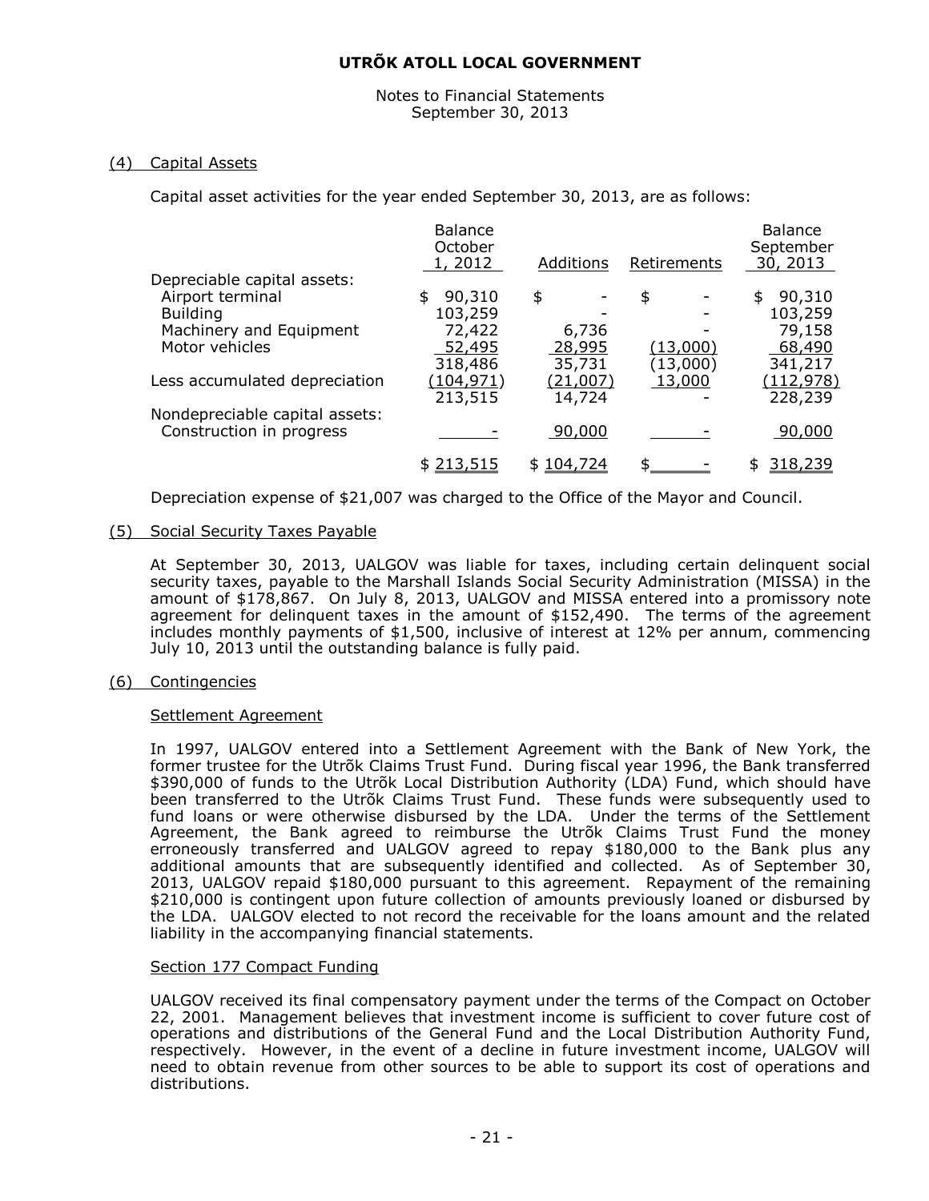# UTRÕK ATOLL LOCAL GOVERNMENT

Notes to Financial Statements
September 30, 2013

## (4) Capital Assets

Capital asset activities for the year ended September 30, 2013, are as follows:

| | Balance October 1, 2012 | Additions | Retirements | Balance September 30, 2013 |
|---|---|---|---|---|
| Depreciable capital assets: | | | | |
| Airport terminal | $ 90,310 | $ - | $ - | $ 90,310 |
| Building | 103,259 | - | - | 103,259 |
| Machinery and Equipment | 72,422 | 6,736 | - | 79,158 |
| Motor vehicles | 52,495 | 28,995 | (13,000) | 68,490 |
| | 318,486 | 35,731 | (13,000) | 341,217 |
| Less accumulated depreciation | (104,971) | (21,007) | 13,000 | (112,978) |
| | 213,515 | 14,724 | - | 228,239 |
| Nondepreciable capital assets: | | | | |
| Construction in progress | - | 90,000 | - | 90,000 |
| | $ 213,515 | $ 104,724 | $ - | $ 318,239 |

Depreciation expense of $21,007 was charged to the Office of the Mayor and Council.

## (5) Social Security Taxes Payable

At September 30, 2013, UALGOV was liable for taxes, including certain delinquent social security taxes, payable to the Marshall Islands Social Security Administration (MISSA) in the amount of $178,867. On July 8, 2013, UALGOV and MISSA entered into a promissory note agreement for delinquent taxes in the amount of $152,490. The terms of the agreement includes monthly payments of $1,500, inclusive of interest at 12% per annum, commencing July 10, 2013 until the outstanding balance is fully paid.

## (6) Contingencies

### Settlement Agreement

In 1997, UALGOV entered into a Settlement Agreement with the Bank of New York, the former trustee for the Utrõk Claims Trust Fund. During fiscal year 1996, the Bank transferred $390,000 of funds to the Utrõk Local Distribution Authority (LDA) Fund, which should have been transferred to the Utrõk Claims Trust Fund. These funds were subsequently used to fund loans or were otherwise disbursed by the LDA. Under the terms of the Settlement Agreement, the Bank agreed to reimburse the Utrõk Claims Trust Fund the money erroneously transferred and UALGOV agreed to repay $180,000 to the Bank plus any additional amounts that are subsequently identified and collected. As of September 30, 2013, UALGOV repaid $180,000 pursuant to this agreement. Repayment of the remaining $210,000 is contingent upon future collection of amounts previously loaned or disbursed by the LDA. UALGOV elected to not record the receivable for the loans amount and the related liability in the accompanying financial statements.

### Section 177 Compact Funding

UALGOV received its final compensatory payment under the terms of the Compact on October 22, 2001. Management believes that investment income is sufficient to cover future cost of operations and distributions of the General Fund and the Local Distribution Authority Fund, respectively. However, in the event of a decline in future investment income, UALGOV will need to obtain revenue from other sources to be able to support its cost of operations and distributions.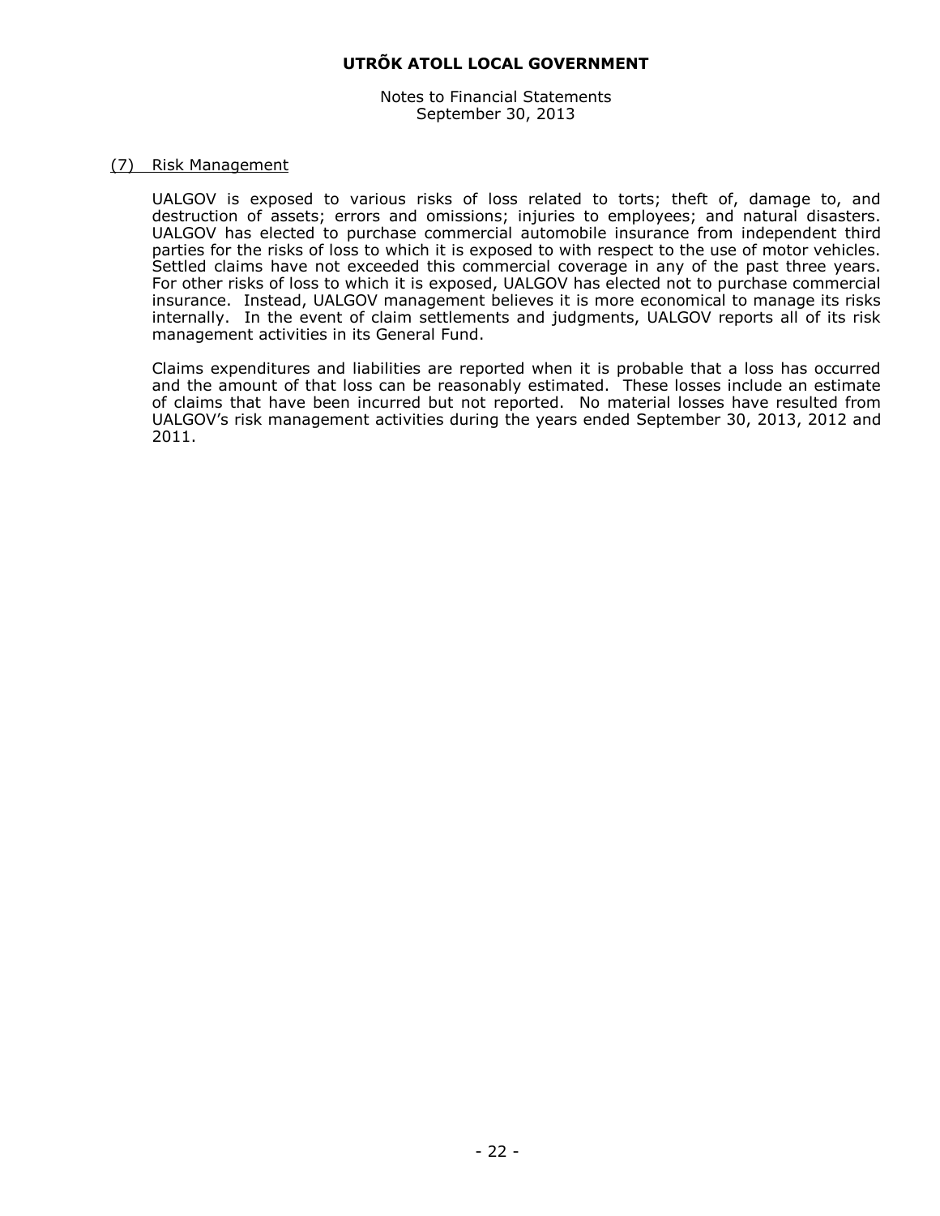## (7) Risk Management

UALGOV is exposed to various risks of loss related to torts; theft of, damage to, and destruction of assets; errors and omissions; injuries to employees; and natural disasters. UALGOV has elected to purchase commercial automobile insurance from independent third parties for the risks of loss to which it is exposed to with respect to the use of motor vehicles. Settled claims have not exceeded this commercial coverage in any of the past three years. For other risks of loss to which it is exposed, UALGOV has elected not to purchase commercial insurance. Instead, UALGOV management believes it is more economical to manage its risks internally. In the event of claim settlements and judgments, UALGOV reports all of its risk management activities in its General Fund.

Claims expenditures and liabilities are reported when it is probable that a loss has occurred and the amount of that loss can be reasonably estimated. These losses include an estimate of claims that have been incurred but not reported. No material losses have resulted from UALGOV's risk management activities during the years ended September 30, 2013, 2012 and 2011.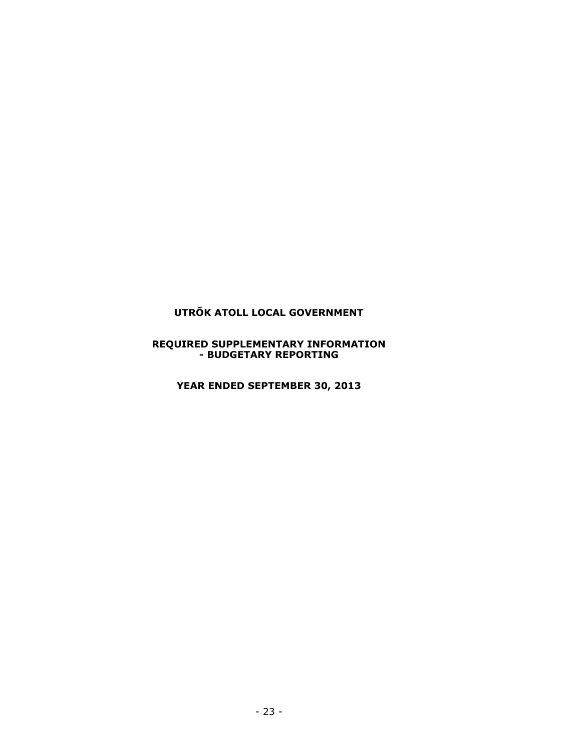# UTRÕK ATOLL LOCAL GOVERNMENT

## REQUIRED SUPPLEMENTARY INFORMATION
## - BUDGETARY REPORTING

## YEAR ENDED SEPTEMBER 30, 2013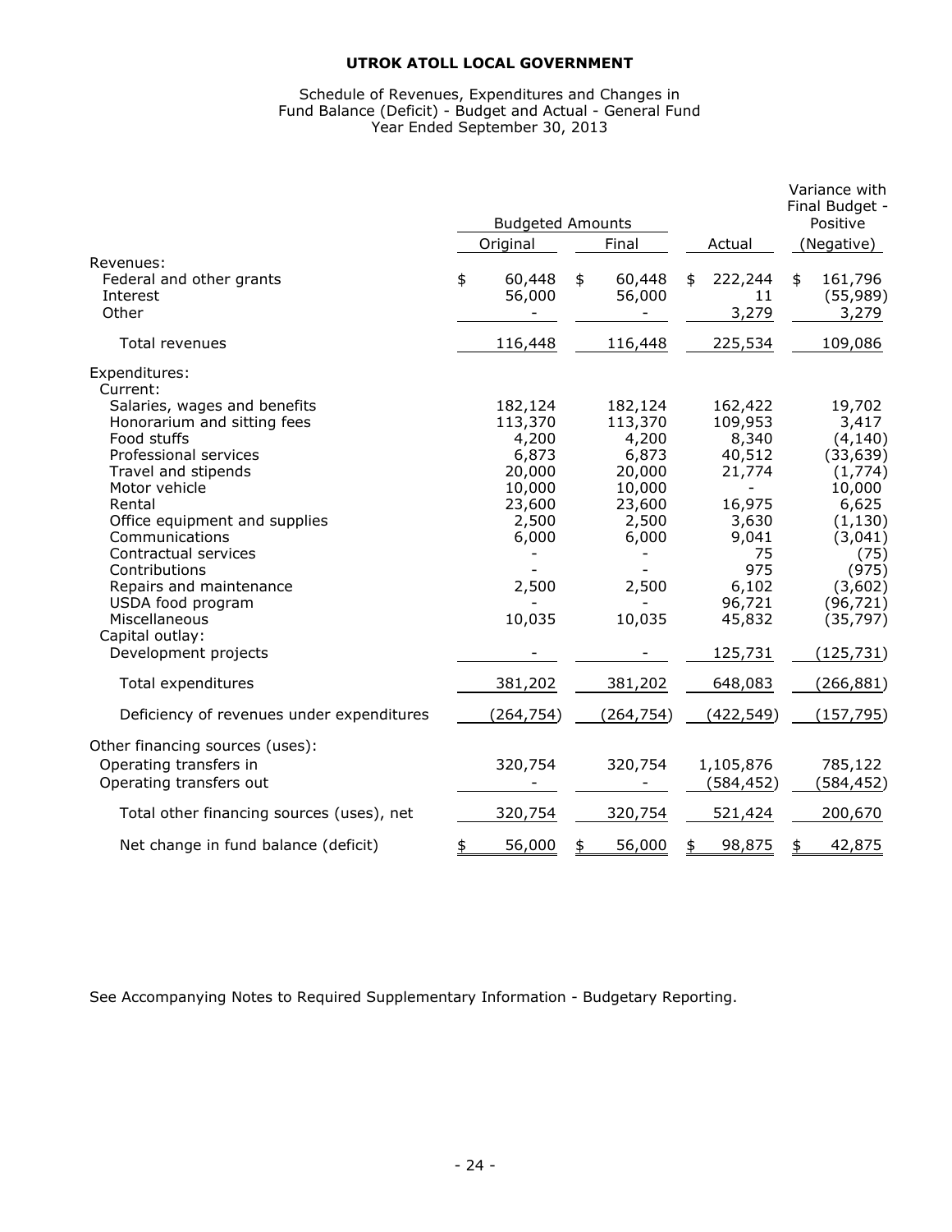**UTROK ATOLL LOCAL GOVERNMENT**

Schedule of Revenues, Expenditures and Changes in Fund Balance (Deficit) - Budget and Actual - General Fund
Year Ended September 30, 2013

| | Budgeted Amounts | | | Variance with Final Budget - Positive |
|---|---|---|---|---|
| | Original | Final | Actual | (Negative) |
| Revenues: | | | | |
| Federal and other grants | $ 60,448 | $ 60,448 | $ 222,244 | $ 161,796 |
| Interest | 56,000 | 56,000 | 11 | (55,989) |
| Other | - | - | 3,279 | 3,279 |
| Total revenues | 116,448 | 116,448 | 225,534 | 109,086 |
| Expenditures: | | | | |
| Current: | | | | |
| Salaries, wages and benefits | 182,124 | 182,124 | 162,422 | 19,702 |
| Honorarium and sitting fees | 113,370 | 113,370 | 109,953 | 3,417 |
| Food stuffs | 4,200 | 4,200 | 8,340 | (4,140) |
| Professional services | 6,873 | 6,873 | 40,512 | (33,639) |
| Travel and stipends | 20,000 | 20,000 | 21,774 | (1,774) |
| Motor vehicle | 10,000 | 10,000 | - | 10,000 |
| Rental | 23,600 | 23,600 | 16,975 | 6,625 |
| Office equipment and supplies | 2,500 | 2,500 | 3,630 | (1,130) |
| Communications | 6,000 | 6,000 | 9,041 | (3,041) |
| Contractual services | - | - | 75 | (75) |
| Contributions | - | - | 975 | (975) |
| Repairs and maintenance | 2,500 | 2,500 | 6,102 | (3,602) |
| USDA food program | - | - | 96,721 | (96,721) |
| Miscellaneous | 10,035 | 10,035 | 45,832 | (35,797) |
| Capital outlay: | | | | |
| Development projects | - | - | 125,731 | (125,731) |
| Total expenditures | 381,202 | 381,202 | 648,083 | (266,881) |
| Deficiency of revenues under expenditures | (264,754) | (264,754) | (422,549) | (157,795) |
| Other financing sources (uses): | | | | |
| Operating transfers in | 320,754 | 320,754 | 1,105,876 | 785,122 |
| Operating transfers out | - | - | (584,452) | (584,452) |
| Total other financing sources (uses), net | 320,754 | 320,754 | 521,424 | 200,670 |
| Net change in fund balance (deficit) | $ 56,000 | $ 56,000 | $ 98,875 | $ 42,875 |

See Accompanying Notes to Required Supplementary Information - Budgetary Reporting.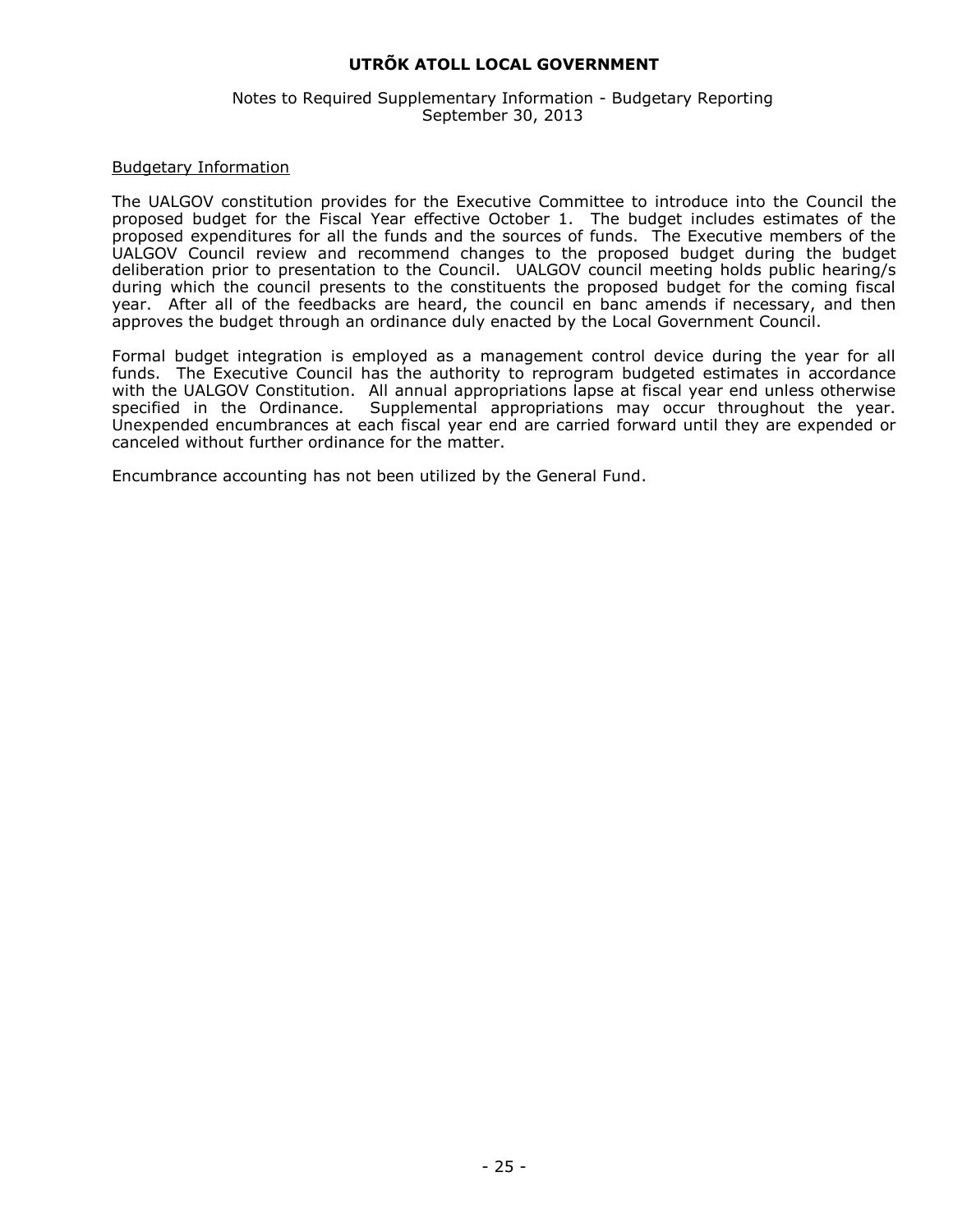# UTRÕK ATOLL LOCAL GOVERNMENT

Notes to Required Supplementary Information - Budgetary Reporting
September 30, 2013

Budgetary Information

The UALGOV constitution provides for the Executive Committee to introduce into the Council the proposed budget for the Fiscal Year effective October 1. The budget includes estimates of the proposed expenditures for all the funds and the sources of funds. The Executive members of the UALGOV Council review and recommend changes to the proposed budget during the budget deliberation prior to presentation to the Council. UALGOV council meeting holds public hearing/s during which the council presents to the constituents the proposed budget for the coming fiscal year. After all of the feedbacks are heard, the council en banc amends if necessary, and then approves the budget through an ordinance duly enacted by the Local Government Council.

Formal budget integration is employed as a management control device during the year for all funds. The Executive Council has the authority to reprogram budgeted estimates in accordance with the UALGOV Constitution. All annual appropriations lapse at fiscal year end unless otherwise specified in the Ordinance. Supplemental appropriations may occur throughout the year. Unexpended encumbrances at each fiscal year end are carried forward until they are expended or canceled without further ordinance for the matter.

Encumbrance accounting has not been utilized by the General Fund.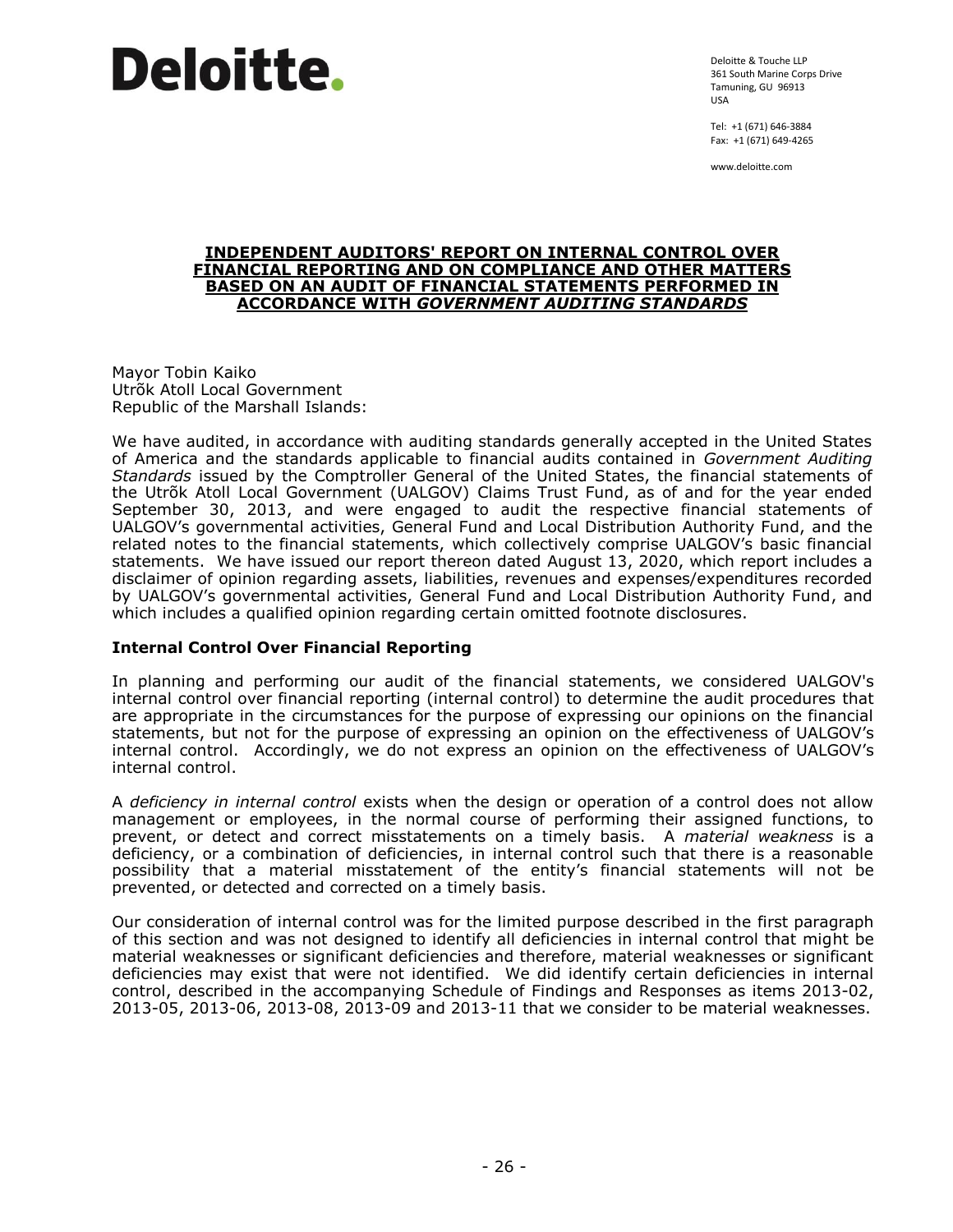Deloitte.

Deloitte & Touche LLP
361 South Marine Corps Drive
Tamuning, GU 96913
USA

Tel: +1 (671) 646-3884
Fax: +1 (671) 649-4265

www.deloitte.com

# INDEPENDENT AUDITORS' REPORT ON INTERNAL CONTROL OVER FINANCIAL REPORTING AND ON COMPLIANCE AND OTHER MATTERS BASED ON AN AUDIT OF FINANCIAL STATEMENTS PERFORMED IN ACCORDANCE WITH *GOVERNMENT AUDITING STANDARDS*

Mayor Tobin Kaiko
Utrõk Atoll Local Government
Republic of the Marshall Islands:

We have audited, in accordance with auditing standards generally accepted in the United States of America and the standards applicable to financial audits contained in *Government Auditing Standards* issued by the Comptroller General of the United States, the financial statements of the Utrõk Atoll Local Government (UALGOV) Claims Trust Fund, as of and for the year ended September 30, 2013, and were engaged to audit the respective financial statements of UALGOV's governmental activities, General Fund and Local Distribution Authority Fund, and the related notes to the financial statements, which collectively comprise UALGOV's basic financial statements. We have issued our report thereon dated August 13, 2020, which report includes a disclaimer of opinion regarding assets, liabilities, revenues and expenses/expenditures recorded by UALGOV's governmental activities, General Fund and Local Distribution Authority Fund, and which includes a qualified opinion regarding certain omitted footnote disclosures.

## Internal Control Over Financial Reporting

In planning and performing our audit of the financial statements, we considered UALGOV's internal control over financial reporting (internal control) to determine the audit procedures that are appropriate in the circumstances for the purpose of expressing our opinions on the financial statements, but not for the purpose of expressing an opinion on the effectiveness of UALGOV's internal control. Accordingly, we do not express an opinion on the effectiveness of UALGOV's internal control.

A *deficiency in internal control* exists when the design or operation of a control does not allow management or employees, in the normal course of performing their assigned functions, to prevent, or detect and correct misstatements on a timely basis. A *material weakness* is a deficiency, or a combination of deficiencies, in internal control such that there is a reasonable possibility that a material misstatement of the entity's financial statements will not be prevented, or detected and corrected on a timely basis.

Our consideration of internal control was for the limited purpose described in the first paragraph of this section and was not designed to identify all deficiencies in internal control that might be material weaknesses or significant deficiencies and therefore, material weaknesses or significant deficiencies may exist that were not identified. We did identify certain deficiencies in internal control, described in the accompanying Schedule of Findings and Responses as items 2013-02, 2013-05, 2013-06, 2013-08, 2013-09 and 2013-11 that we consider to be material weaknesses.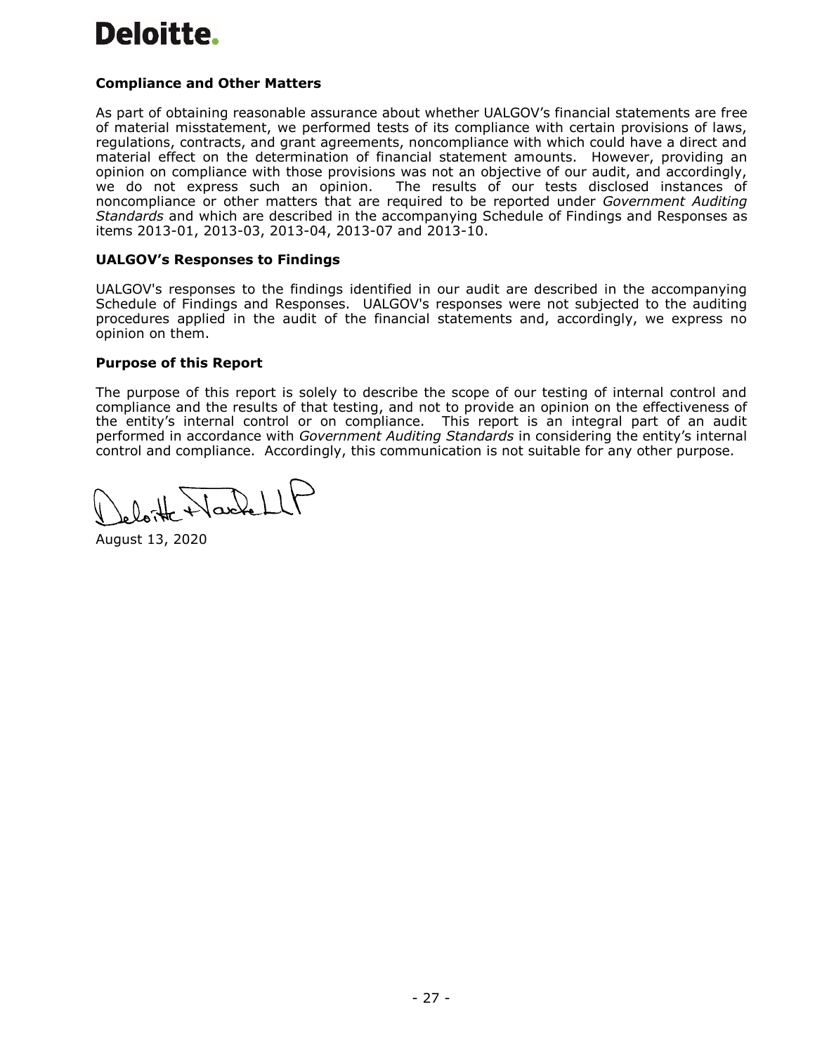## Compliance and Other Matters

As part of obtaining reasonable assurance about whether UALGOV's financial statements are free of material misstatement, we performed tests of its compliance with certain provisions of laws, regulations, contracts, and grant agreements, noncompliance with which could have a direct and material effect on the determination of financial statement amounts. However, providing an opinion on compliance with those provisions was not an objective of our audit, and accordingly, we do not express such an opinion. The results of our tests disclosed instances of noncompliance or other matters that are required to be reported under *Government Auditing Standards* and which are described in the accompanying Schedule of Findings and Responses as items 2013-01, 2013-03, 2013-04, 2013-07 and 2013-10.

## UALGOV's Responses to Findings

UALGOV's responses to the findings identified in our audit are described in the accompanying Schedule of Findings and Responses. UALGOV's responses were not subjected to the auditing procedures applied in the audit of the financial statements and, accordingly, we express no opinion on them.

## Purpose of this Report

The purpose of this report is solely to describe the scope of our testing of internal control and compliance and the results of that testing, and not to provide an opinion on the effectiveness of the entity's internal control or on compliance. This report is an integral part of an audit performed in accordance with *Government Auditing Standards* in considering the entity's internal control and compliance. Accordingly, this communication is not suitable for any other purpose.

Deloitte & Touche LLP

August 13, 2020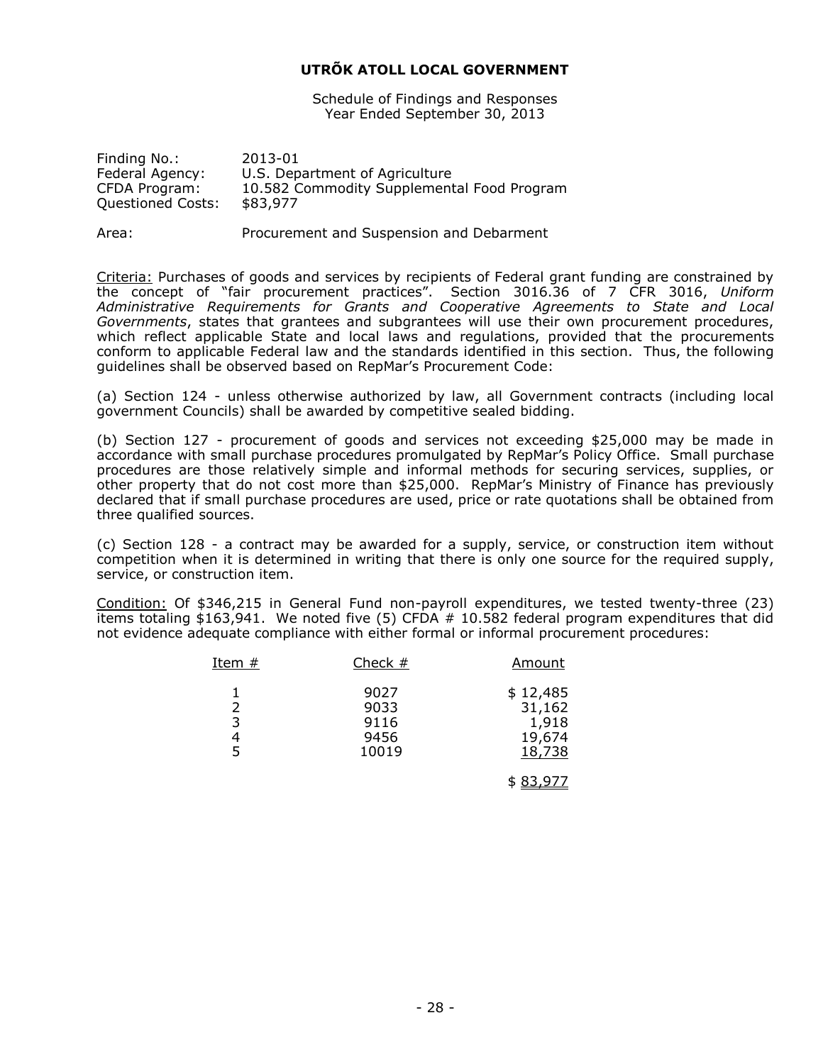# UTRÕK ATOLL LOCAL GOVERNMENT

Schedule of Findings and Responses
Year Ended September 30, 2013

Finding No.: 2013-01
Federal Agency: U.S. Department of Agriculture
CFDA Program: 10.582 Commodity Supplemental Food Program
Questioned Costs: $83,977

Area: Procurement and Suspension and Debarment

Criteria: Purchases of goods and services by recipients of Federal grant funding are constrained by the concept of "fair procurement practices". Section 3016.36 of 7 CFR 3016, *Uniform Administrative Requirements for Grants and Cooperative Agreements to State and Local Governments*, states that grantees and subgrantees will use their own procurement procedures, which reflect applicable State and local laws and regulations, provided that the procurements conform to applicable Federal law and the standards identified in this section. Thus, the following guidelines shall be observed based on RepMar's Procurement Code:

(a) Section 124 - unless otherwise authorized by law, all Government contracts (including local government Councils) shall be awarded by competitive sealed bidding.

(b) Section 127 - procurement of goods and services not exceeding $25,000 may be made in accordance with small purchase procedures promulgated by RepMar's Policy Office. Small purchase procedures are those relatively simple and informal methods for securing services, supplies, or other property that do not cost more than $25,000. RepMar's Ministry of Finance has previously declared that if small purchase procedures are used, price or rate quotations shall be obtained from three qualified sources.

(c) Section 128 - a contract may be awarded for a supply, service, or construction item without competition when it is determined in writing that there is only one source for the required supply, service, or construction item.

Condition: Of $346,215 in General Fund non-payroll expenditures, we tested twenty-three (23) items totaling $163,941. We noted five (5) CFDA # 10.582 federal program expenditures that did not evidence adequate compliance with either formal or informal procurement procedures:

| Item # | Check # | Amount |
|---|---|---|
| 1 | 9027 | $ 12,485 |
| 2 | 9033 | 31,162 |
| 3 | 9116 | 1,918 |
| 4 | 9456 | 19,674 |
| 5 | 10019 | 18,738 |
| | | $ 83,977 |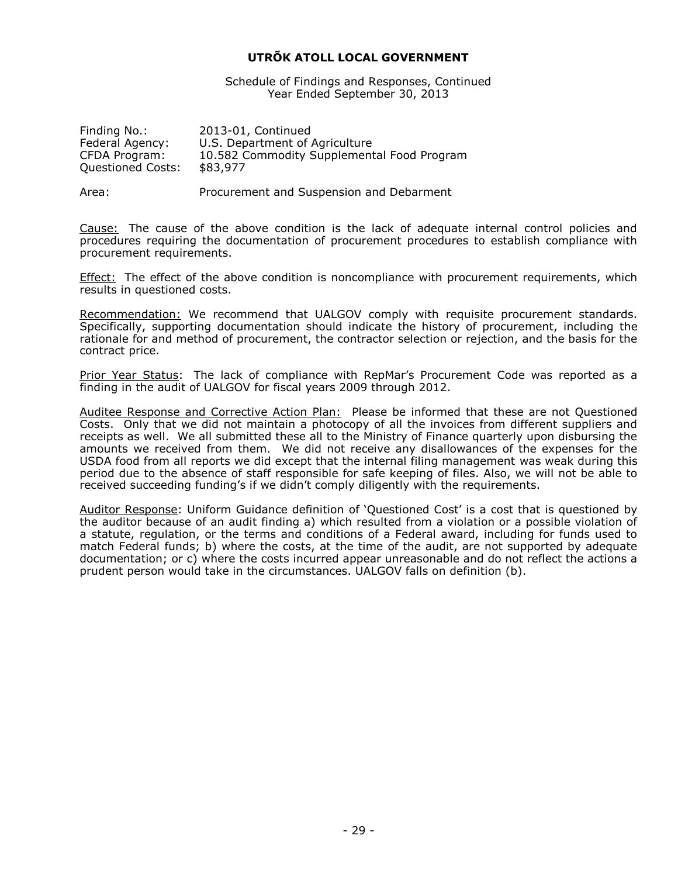**UTRÕK ATOLL LOCAL GOVERNMENT**

Schedule of Findings and Responses, Continued
Year Ended September 30, 2013

Finding No.: 2013-01, Continued
Federal Agency: U.S. Department of Agriculture
CFDA Program: 10.582 Commodity Supplemental Food Program
Questioned Costs: $83,977

Area: Procurement and Suspension and Debarment

Cause: The cause of the above condition is the lack of adequate internal control policies and procedures requiring the documentation of procurement procedures to establish compliance with procurement requirements.

Effect: The effect of the above condition is noncompliance with procurement requirements, which results in questioned costs.

Recommendation: We recommend that UALGOV comply with requisite procurement standards. Specifically, supporting documentation should indicate the history of procurement, including the rationale for and method of procurement, the contractor selection or rejection, and the basis for the contract price.

Prior Year Status: The lack of compliance with RepMar's Procurement Code was reported as a finding in the audit of UALGOV for fiscal years 2009 through 2012.

Auditee Response and Corrective Action Plan: Please be informed that these are not Questioned Costs. Only that we did not maintain a photocopy of all the invoices from different suppliers and receipts as well. We all submitted these all to the Ministry of Finance quarterly upon disbursing the amounts we received from them. We did not receive any disallowances of the expenses for the USDA food from all reports we did except that the internal filing management was weak during this period due to the absence of staff responsible for safe keeping of files. Also, we will not be able to received succeeding funding's if we didn't comply diligently with the requirements.

Auditor Response: Uniform Guidance definition of 'Questioned Cost' is a cost that is questioned by the auditor because of an audit finding a) which resulted from a violation or a possible violation of a statute, regulation, or the terms and conditions of a Federal award, including for funds used to match Federal funds; b) where the costs, at the time of the audit, are not supported by adequate documentation; or c) where the costs incurred appear unreasonable and do not reflect the actions a prudent person would take in the circumstances. UALGOV falls on definition (b).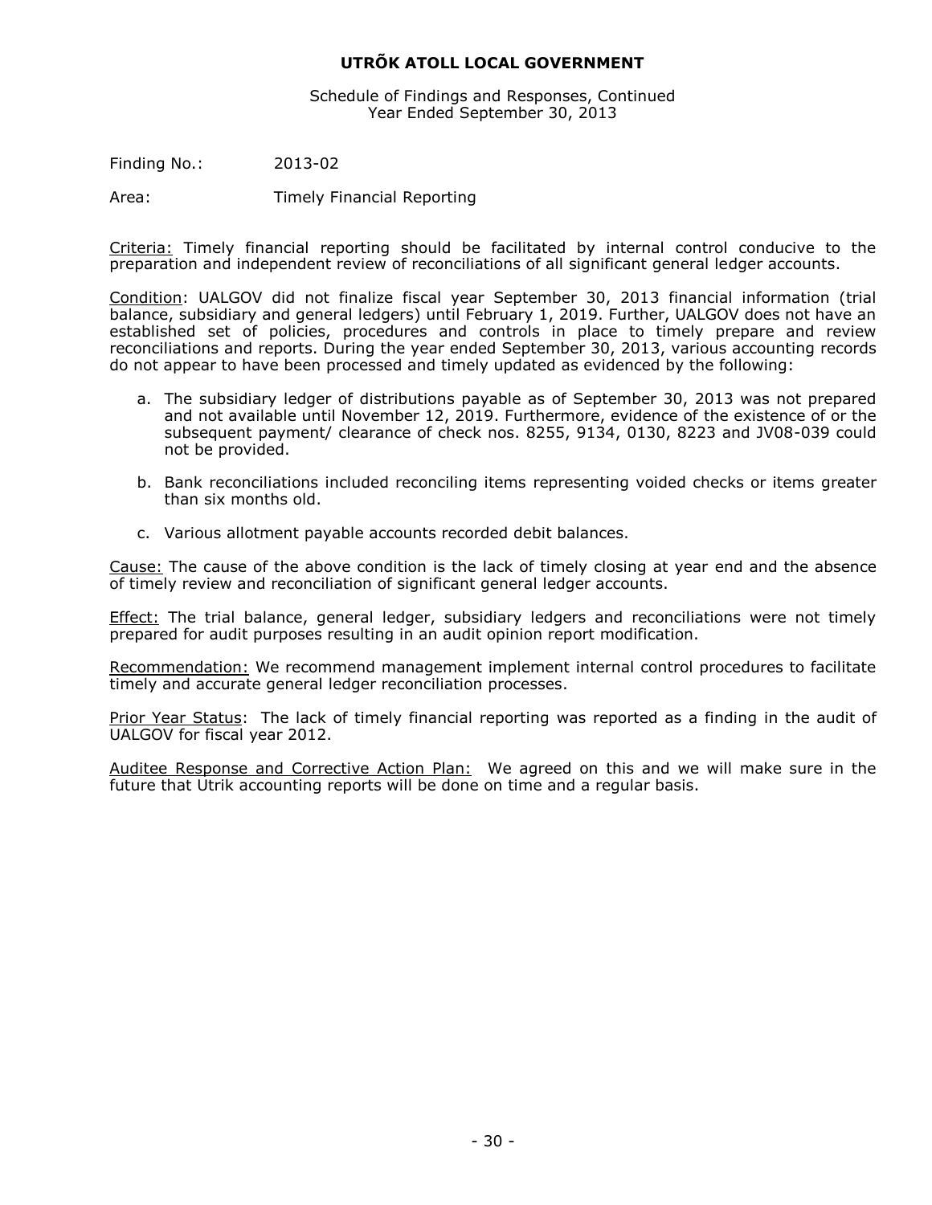**UTRÕK ATOLL LOCAL GOVERNMENT**

Schedule of Findings and Responses, Continued
Year Ended September 30, 2013

Finding No.: 2013-02

Area: Timely Financial Reporting

Criteria: Timely financial reporting should be facilitated by internal control conducive to the preparation and independent review of reconciliations of all significant general ledger accounts.

Condition: UALGOV did not finalize fiscal year September 30, 2013 financial information (trial balance, subsidiary and general ledgers) until February 1, 2019. Further, UALGOV does not have an established set of policies, procedures and controls in place to timely prepare and review reconciliations and reports. During the year ended September 30, 2013, various accounting records do not appear to have been processed and timely updated as evidenced by the following:

a. The subsidiary ledger of distributions payable as of September 30, 2013 was not prepared and not available until November 12, 2019. Furthermore, evidence of the existence of or the subsequent payment/ clearance of check nos. 8255, 9134, 0130, 8223 and JV08-039 could not be provided.

b. Bank reconciliations included reconciling items representing voided checks or items greater than six months old.

c. Various allotment payable accounts recorded debit balances.

Cause: The cause of the above condition is the lack of timely closing at year end and the absence of timely review and reconciliation of significant general ledger accounts.

Effect: The trial balance, general ledger, subsidiary ledgers and reconciliations were not timely prepared for audit purposes resulting in an audit opinion report modification.

Recommendation: We recommend management implement internal control procedures to facilitate timely and accurate general ledger reconciliation processes.

Prior Year Status: The lack of timely financial reporting was reported as a finding in the audit of UALGOV for fiscal year 2012.

Auditee Response and Corrective Action Plan: We agreed on this and we will make sure in the future that Utrik accounting reports will be done on time and a regular basis.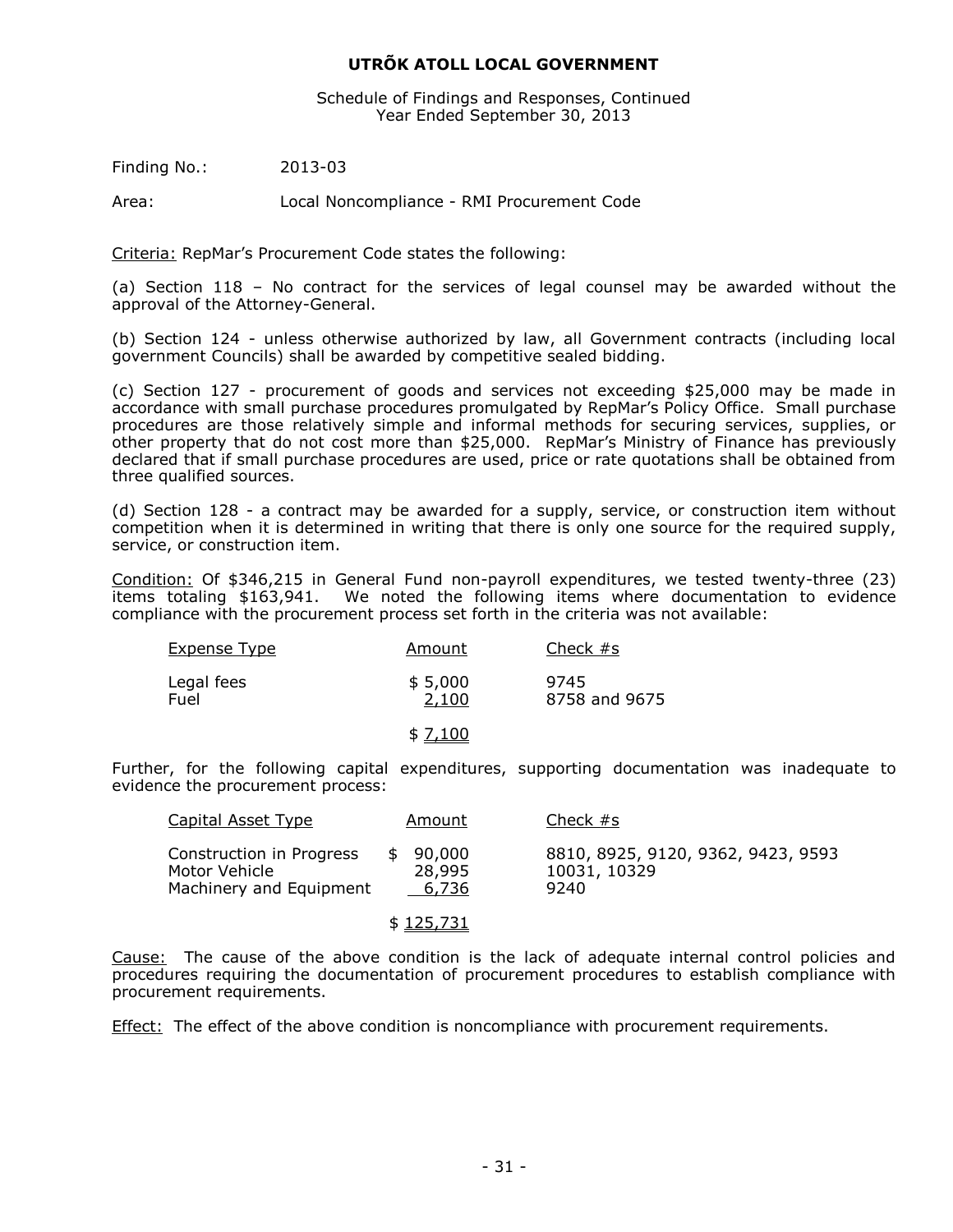# UTRÕK ATOLL LOCAL GOVERNMENT

Schedule of Findings and Responses, Continued
Year Ended September 30, 2013

Finding No.: 2013-03

Area: Local Noncompliance - RMI Procurement Code

Criteria: RepMar's Procurement Code states the following:

(a) Section 118 – No contract for the services of legal counsel may be awarded without the approval of the Attorney-General.

(b) Section 124 - unless otherwise authorized by law, all Government contracts (including local government Councils) shall be awarded by competitive sealed bidding.

(c) Section 127 - procurement of goods and services not exceeding $25,000 may be made in accordance with small purchase procedures promulgated by RepMar's Policy Office. Small purchase procedures are those relatively simple and informal methods for securing services, supplies, or other property that do not cost more than $25,000. RepMar's Ministry of Finance has previously declared that if small purchase procedures are used, price or rate quotations shall be obtained from three qualified sources.

(d) Section 128 - a contract may be awarded for a supply, service, or construction item without competition when it is determined in writing that there is only one source for the required supply, service, or construction item.

Condition: Of $346,215 in General Fund non-payroll expenditures, we tested twenty-three (23) items totaling $163,941. We noted the following items where documentation to evidence compliance with the procurement process set forth in the criteria was not available:

| Expense Type | Amount | Check #s |
|---|---|---|
| Legal fees | $ 5,000 | 9745 |
| Fuel | 2,100 | 8758 and 9675 |
| | $ 7,100 | |

Further, for the following capital expenditures, supporting documentation was inadequate to evidence the procurement process:

| Capital Asset Type | Amount | Check #s |
|---|---|---|
| Construction in Progress | $ 90,000 | 8810, 8925, 9120, 9362, 9423, 9593 |
| Motor Vehicle | 28,995 | 10031, 10329 |
| Machinery and Equipment | 6,736 | 9240 |
| | $ 125,731 | |

Cause: The cause of the above condition is the lack of adequate internal control policies and procedures requiring the documentation of procurement procedures to establish compliance with procurement requirements.

Effect: The effect of the above condition is noncompliance with procurement requirements.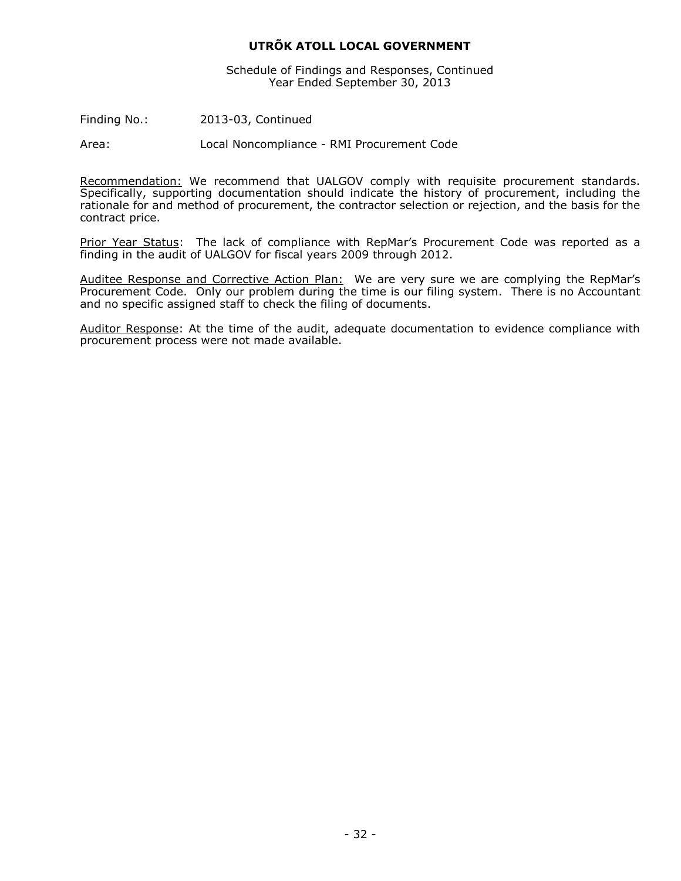# UTRÕK ATOLL LOCAL GOVERNMENT

Schedule of Findings and Responses, Continued
Year Ended September 30, 2013

Finding No.: 2013-03, Continued

Area: Local Noncompliance - RMI Procurement Code

Recommendation: We recommend that UALGOV comply with requisite procurement standards. Specifically, supporting documentation should indicate the history of procurement, including the rationale for and method of procurement, the contractor selection or rejection, and the basis for the contract price.

Prior Year Status: The lack of compliance with RepMar's Procurement Code was reported as a finding in the audit of UALGOV for fiscal years 2009 through 2012.

Auditee Response and Corrective Action Plan: We are very sure we are complying the RepMar's Procurement Code. Only our problem during the time is our filing system. There is no Accountant and no specific assigned staff to check the filing of documents.

Auditor Response: At the time of the audit, adequate documentation to evidence compliance with procurement process were not made available.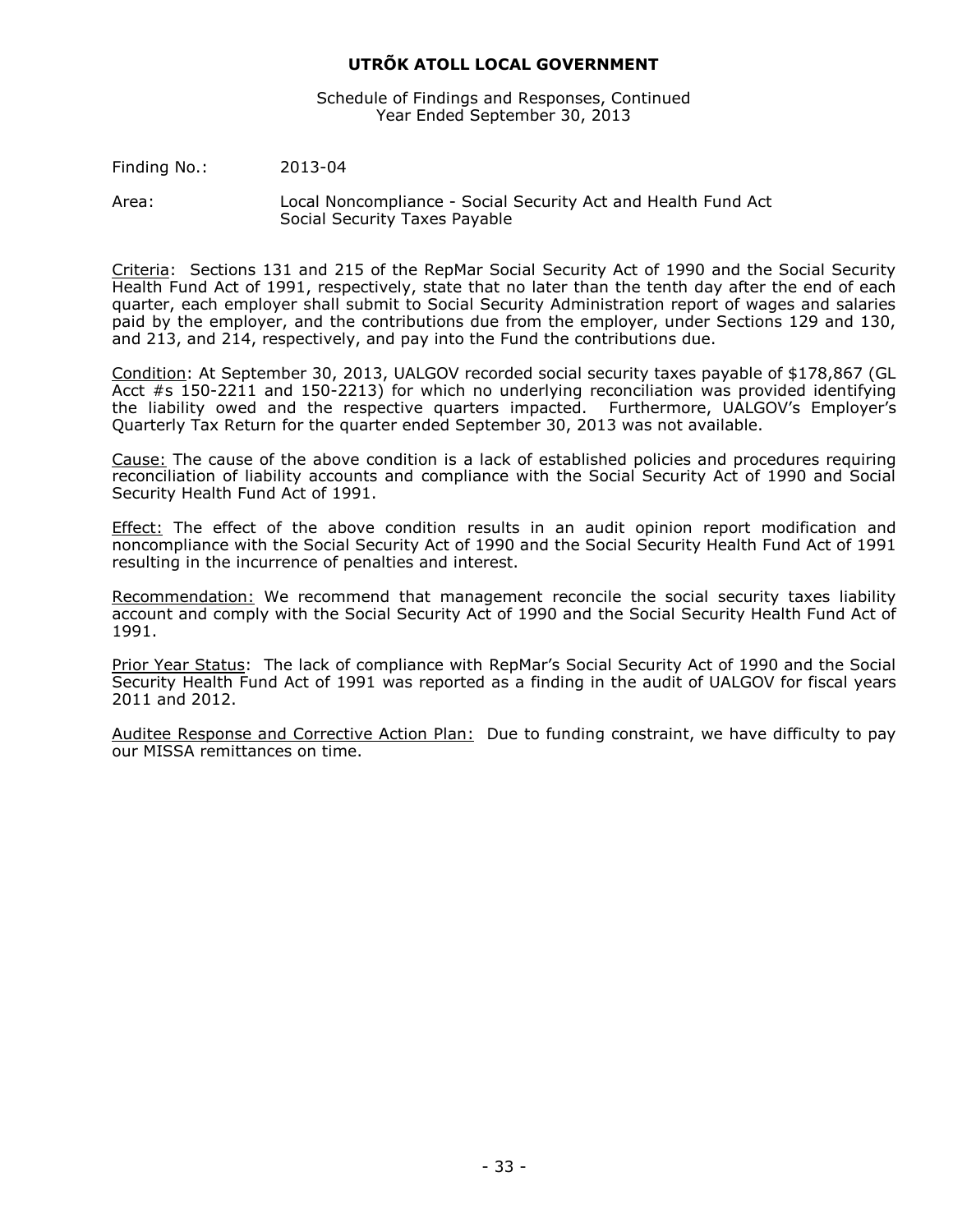**UTRÕK ATOLL LOCAL GOVERNMENT**

Schedule of Findings and Responses, Continued
Year Ended September 30, 2013

Finding No.: 2013-04

Area: Local Noncompliance - Social Security Act and Health Fund Act
Social Security Taxes Payable

Criteria: Sections 131 and 215 of the RepMar Social Security Act of 1990 and the Social Security Health Fund Act of 1991, respectively, state that no later than the tenth day after the end of each quarter, each employer shall submit to Social Security Administration report of wages and salaries paid by the employer, and the contributions due from the employer, under Sections 129 and 130, and 213, and 214, respectively, and pay into the Fund the contributions due.

Condition: At September 30, 2013, UALGOV recorded social security taxes payable of $178,867 (GL Acct #s 150-2211 and 150-2213) for which no underlying reconciliation was provided identifying the liability owed and the respective quarters impacted. Furthermore, UALGOV's Employer's Quarterly Tax Return for the quarter ended September 30, 2013 was not available.

Cause: The cause of the above condition is a lack of established policies and procedures requiring reconciliation of liability accounts and compliance with the Social Security Act of 1990 and Social Security Health Fund Act of 1991.

Effect: The effect of the above condition results in an audit opinion report modification and noncompliance with the Social Security Act of 1990 and the Social Security Health Fund Act of 1991 resulting in the incurrence of penalties and interest.

Recommendation: We recommend that management reconcile the social security taxes liability account and comply with the Social Security Act of 1990 and the Social Security Health Fund Act of 1991.

Prior Year Status: The lack of compliance with RepMar's Social Security Act of 1990 and the Social Security Health Fund Act of 1991 was reported as a finding in the audit of UALGOV for fiscal years 2011 and 2012.

Auditee Response and Corrective Action Plan: Due to funding constraint, we have difficulty to pay our MISSA remittances on time.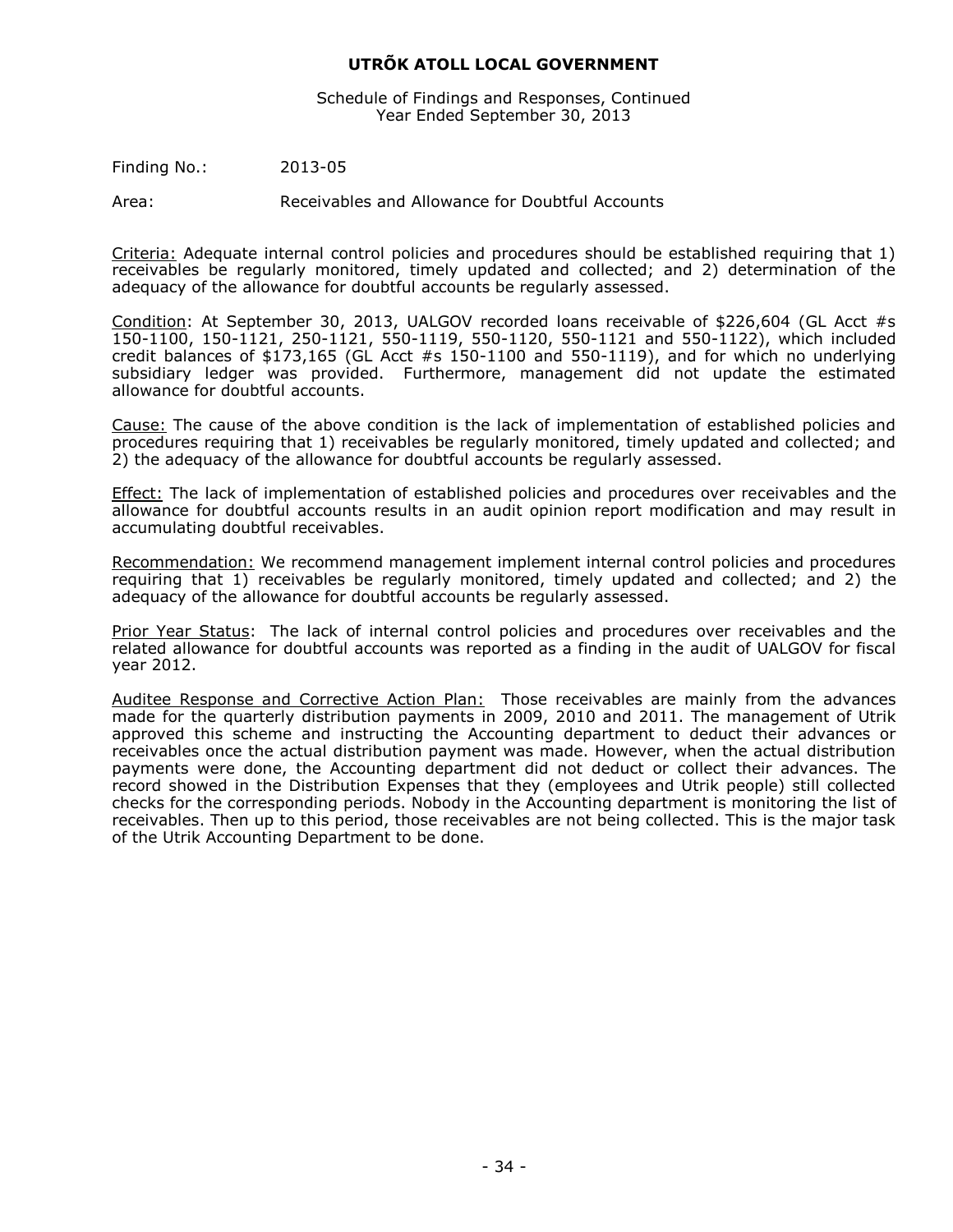# UTRÕK ATOLL LOCAL GOVERNMENT

Schedule of Findings and Responses, Continued
Year Ended September 30, 2013

Finding No.: 2013-05

Area: Receivables and Allowance for Doubtful Accounts

Criteria: Adequate internal control policies and procedures should be established requiring that 1) receivables be regularly monitored, timely updated and collected; and 2) determination of the adequacy of the allowance for doubtful accounts be regularly assessed.

Condition: At September 30, 2013, UALGOV recorded loans receivable of $226,604 (GL Acct #s 150-1100, 150-1121, 250-1121, 550-1119, 550-1120, 550-1121 and 550-1122), which included credit balances of $173,165 (GL Acct #s 150-1100 and 550-1119), and for which no underlying subsidiary ledger was provided. Furthermore, management did not update the estimated allowance for doubtful accounts.

Cause: The cause of the above condition is the lack of implementation of established policies and procedures requiring that 1) receivables be regularly monitored, timely updated and collected; and 2) the adequacy of the allowance for doubtful accounts be regularly assessed.

Effect: The lack of implementation of established policies and procedures over receivables and the allowance for doubtful accounts results in an audit opinion report modification and may result in accumulating doubtful receivables.

Recommendation: We recommend management implement internal control policies and procedures requiring that 1) receivables be regularly monitored, timely updated and collected; and 2) the adequacy of the allowance for doubtful accounts be regularly assessed.

Prior Year Status: The lack of internal control policies and procedures over receivables and the related allowance for doubtful accounts was reported as a finding in the audit of UALGOV for fiscal year 2012.

Auditee Response and Corrective Action Plan: Those receivables are mainly from the advances made for the quarterly distribution payments in 2009, 2010 and 2011. The management of Utrik approved this scheme and instructing the Accounting department to deduct their advances or receivables once the actual distribution payment was made. However, when the actual distribution payments were done, the Accounting department did not deduct or collect their advances. The record showed in the Distribution Expenses that they (employees and Utrik people) still collected checks for the corresponding periods. Nobody in the Accounting department is monitoring the list of receivables. Then up to this period, those receivables are not being collected. This is the major task of the Utrik Accounting Department to be done.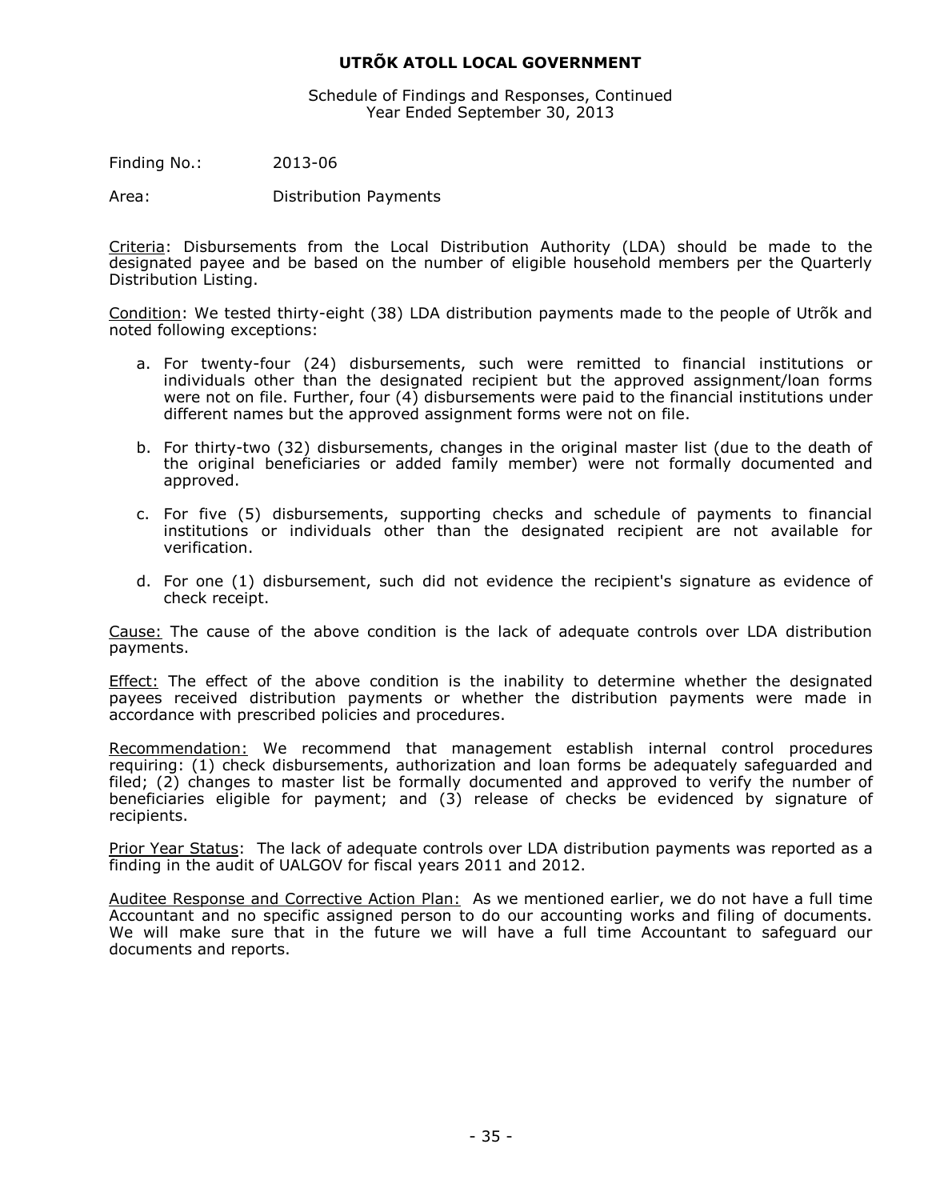# UTRÕK ATOLL LOCAL GOVERNMENT

Schedule of Findings and Responses, Continued
Year Ended September 30, 2013

Finding No.: 2013-06

Area: Distribution Payments

Criteria: Disbursements from the Local Distribution Authority (LDA) should be made to the designated payee and be based on the number of eligible household members per the Quarterly Distribution Listing.

Condition: We tested thirty-eight (38) LDA distribution payments made to the people of Utrõk and noted following exceptions:

a. For twenty-four (24) disbursements, such were remitted to financial institutions or individuals other than the designated recipient but the approved assignment/loan forms were not on file. Further, four (4) disbursements were paid to the financial institutions under different names but the approved assignment forms were not on file.

b. For thirty-two (32) disbursements, changes in the original master list (due to the death of the original beneficiaries or added family member) were not formally documented and approved.

c. For five (5) disbursements, supporting checks and schedule of payments to financial institutions or individuals other than the designated recipient are not available for verification.

d. For one (1) disbursement, such did not evidence the recipient's signature as evidence of check receipt.

Cause: The cause of the above condition is the lack of adequate controls over LDA distribution payments.

Effect: The effect of the above condition is the inability to determine whether the designated payees received distribution payments or whether the distribution payments were made in accordance with prescribed policies and procedures.

Recommendation: We recommend that management establish internal control procedures requiring: (1) check disbursements, authorization and loan forms be adequately safeguarded and filed; (2) changes to master list be formally documented and approved to verify the number of beneficiaries eligible for payment; and (3) release of checks be evidenced by signature of recipients.

Prior Year Status: The lack of adequate controls over LDA distribution payments was reported as a finding in the audit of UALGOV for fiscal years 2011 and 2012.

Auditee Response and Corrective Action Plan: As we mentioned earlier, we do not have a full time Accountant and no specific assigned person to do our accounting works and filing of documents. We will make sure that in the future we will have a full time Accountant to safeguard our documents and reports.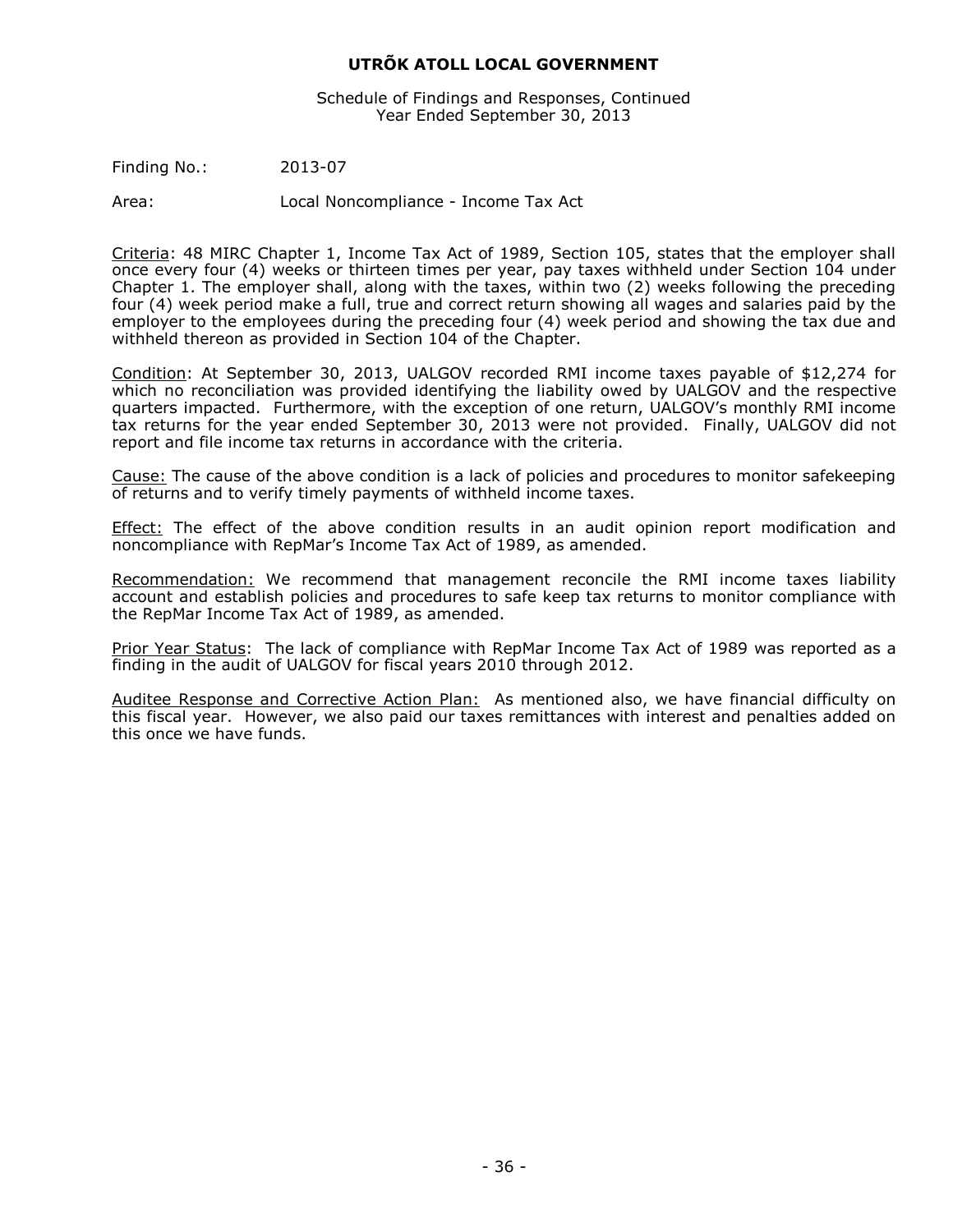# UTRÕK ATOLL LOCAL GOVERNMENT

Schedule of Findings and Responses, Continued
Year Ended September 30, 2013

Finding No.: 2013-07

Area: Local Noncompliance - Income Tax Act

Criteria: 48 MIRC Chapter 1, Income Tax Act of 1989, Section 105, states that the employer shall once every four (4) weeks or thirteen times per year, pay taxes withheld under Section 104 under Chapter 1. The employer shall, along with the taxes, within two (2) weeks following the preceding four (4) week period make a full, true and correct return showing all wages and salaries paid by the employer to the employees during the preceding four (4) week period and showing the tax due and withheld thereon as provided in Section 104 of the Chapter.

Condition: At September 30, 2013, UALGOV recorded RMI income taxes payable of $12,274 for which no reconciliation was provided identifying the liability owed by UALGOV and the respective quarters impacted. Furthermore, with the exception of one return, UALGOV's monthly RMI income tax returns for the year ended September 30, 2013 were not provided. Finally, UALGOV did not report and file income tax returns in accordance with the criteria.

Cause: The cause of the above condition is a lack of policies and procedures to monitor safekeeping of returns and to verify timely payments of withheld income taxes.

Effect: The effect of the above condition results in an audit opinion report modification and noncompliance with RepMar's Income Tax Act of 1989, as amended.

Recommendation: We recommend that management reconcile the RMI income taxes liability account and establish policies and procedures to safe keep tax returns to monitor compliance with the RepMar Income Tax Act of 1989, as amended.

Prior Year Status: The lack of compliance with RepMar Income Tax Act of 1989 was reported as a finding in the audit of UALGOV for fiscal years 2010 through 2012.

Auditee Response and Corrective Action Plan: As mentioned also, we have financial difficulty on this fiscal year. However, we also paid our taxes remittances with interest and penalties added on this once we have funds.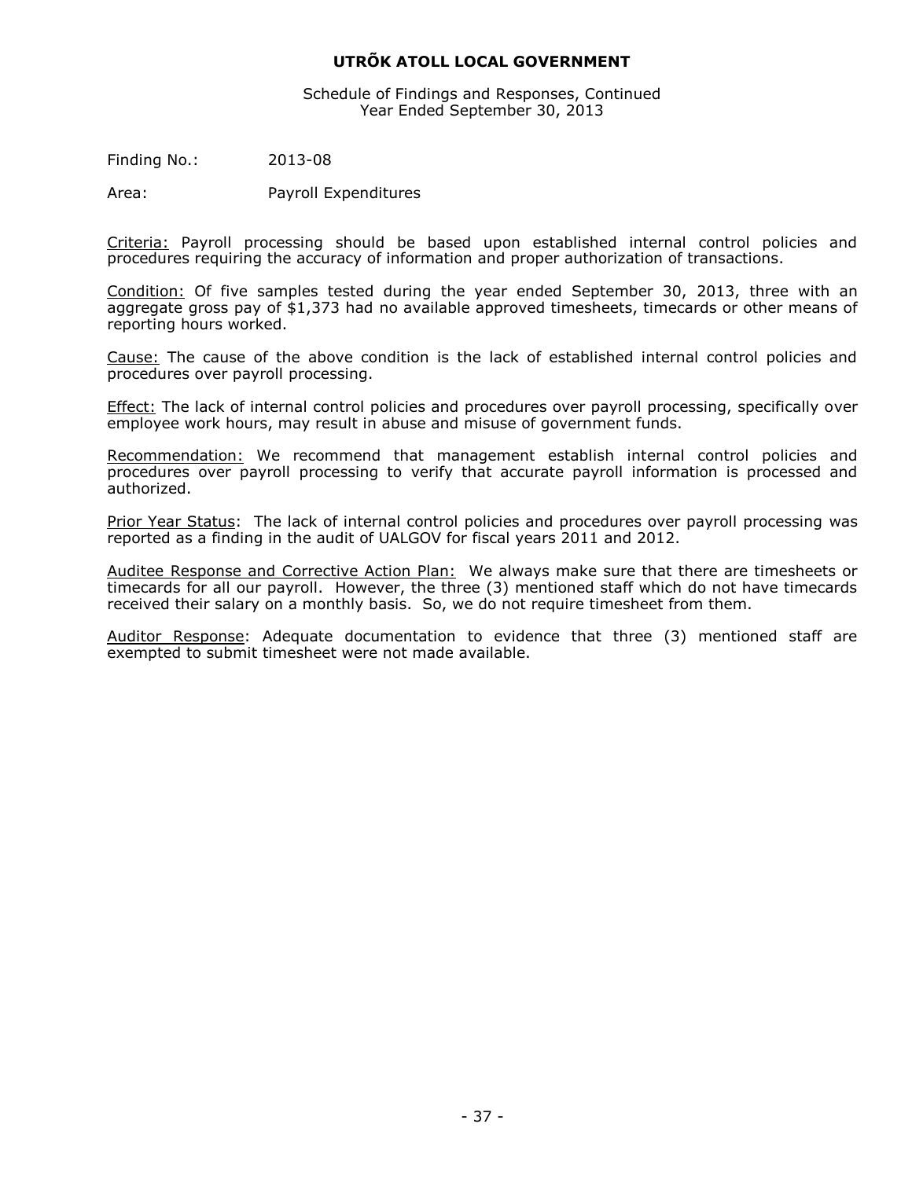# UTRÕK ATOLL LOCAL GOVERNMENT

Schedule of Findings and Responses, Continued
Year Ended September 30, 2013

Finding No.: 2013-08

Area: Payroll Expenditures

Criteria: Payroll processing should be based upon established internal control policies and procedures requiring the accuracy of information and proper authorization of transactions.

Condition: Of five samples tested during the year ended September 30, 2013, three with an aggregate gross pay of $1,373 had no available approved timesheets, timecards or other means of reporting hours worked.

Cause: The cause of the above condition is the lack of established internal control policies and procedures over payroll processing.

Effect: The lack of internal control policies and procedures over payroll processing, specifically over employee work hours, may result in abuse and misuse of government funds.

Recommendation: We recommend that management establish internal control policies and procedures over payroll processing to verify that accurate payroll information is processed and authorized.

Prior Year Status: The lack of internal control policies and procedures over payroll processing was reported as a finding in the audit of UALGOV for fiscal years 2011 and 2012.

Auditee Response and Corrective Action Plan: We always make sure that there are timesheets or timecards for all our payroll. However, the three (3) mentioned staff which do not have timecards received their salary on a monthly basis. So, we do not require timesheet from them.

Auditor Response: Adequate documentation to evidence that three (3) mentioned staff are exempted to submit timesheet were not made available.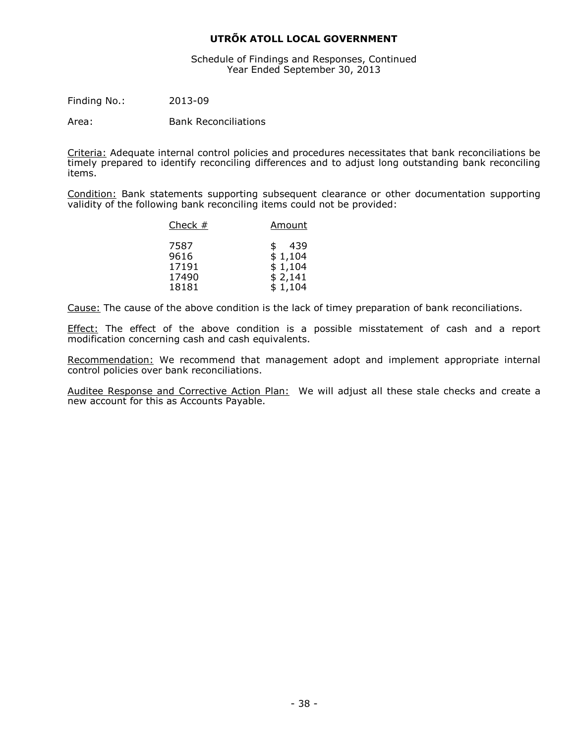# UTRÕK ATOLL LOCAL GOVERNMENT

Schedule of Findings and Responses, Continued
Year Ended September 30, 2013

Finding No.: 2013-09

Area: Bank Reconciliations

Criteria: Adequate internal control policies and procedures necessitates that bank reconciliations be timely prepared to identify reconciling differences and to adjust long outstanding bank reconciling items.

Condition: Bank statements supporting subsequent clearance or other documentation supporting validity of the following bank reconciling items could not be provided:

| Check # | Amount |
|---|---|
| 7587 | $ 439 |
| 9616 | $ 1,104 |
| 17191 | $ 1,104 |
| 17490 | $ 2,141 |
| 18181 | $ 1,104 |

Cause: The cause of the above condition is the lack of timey preparation of bank reconciliations.

Effect: The effect of the above condition is a possible misstatement of cash and a report modification concerning cash and cash equivalents.

Recommendation: We recommend that management adopt and implement appropriate internal control policies over bank reconciliations.

Auditee Response and Corrective Action Plan: We will adjust all these stale checks and create a new account for this as Accounts Payable.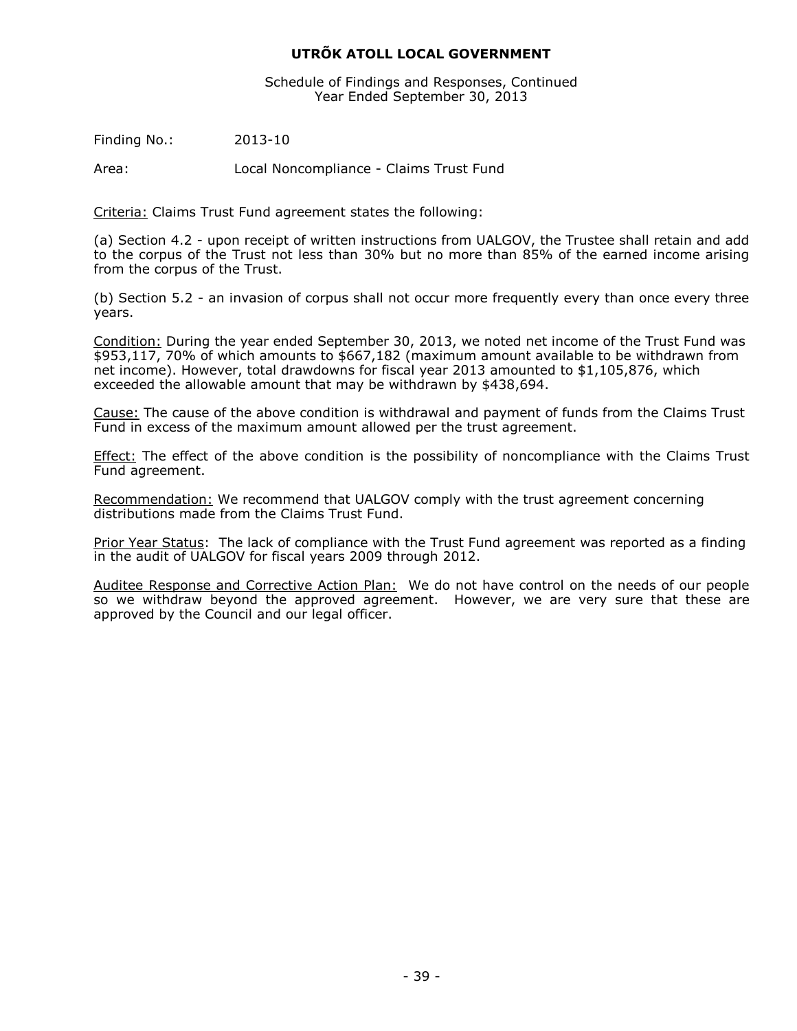# UTRÕK ATOLL LOCAL GOVERNMENT

Schedule of Findings and Responses, Continued
Year Ended September 30, 2013

Finding No.: 2013-10

Area: Local Noncompliance - Claims Trust Fund

Criteria: Claims Trust Fund agreement states the following:

(a) Section 4.2 - upon receipt of written instructions from UALGOV, the Trustee shall retain and add to the corpus of the Trust not less than 30% but no more than 85% of the earned income arising from the corpus of the Trust.

(b) Section 5.2 - an invasion of corpus shall not occur more frequently every than once every three years.

Condition: During the year ended September 30, 2013, we noted net income of the Trust Fund was $953,117, 70% of which amounts to $667,182 (maximum amount available to be withdrawn from net income). However, total drawdowns for fiscal year 2013 amounted to $1,105,876, which exceeded the allowable amount that may be withdrawn by $438,694.

Cause: The cause of the above condition is withdrawal and payment of funds from the Claims Trust Fund in excess of the maximum amount allowed per the trust agreement.

Effect: The effect of the above condition is the possibility of noncompliance with the Claims Trust Fund agreement.

Recommendation: We recommend that UALGOV comply with the trust agreement concerning distributions made from the Claims Trust Fund.

Prior Year Status: The lack of compliance with the Trust Fund agreement was reported as a finding in the audit of UALGOV for fiscal years 2009 through 2012.

Auditee Response and Corrective Action Plan: We do not have control on the needs of our people so we withdraw beyond the approved agreement. However, we are very sure that these are approved by the Council and our legal officer.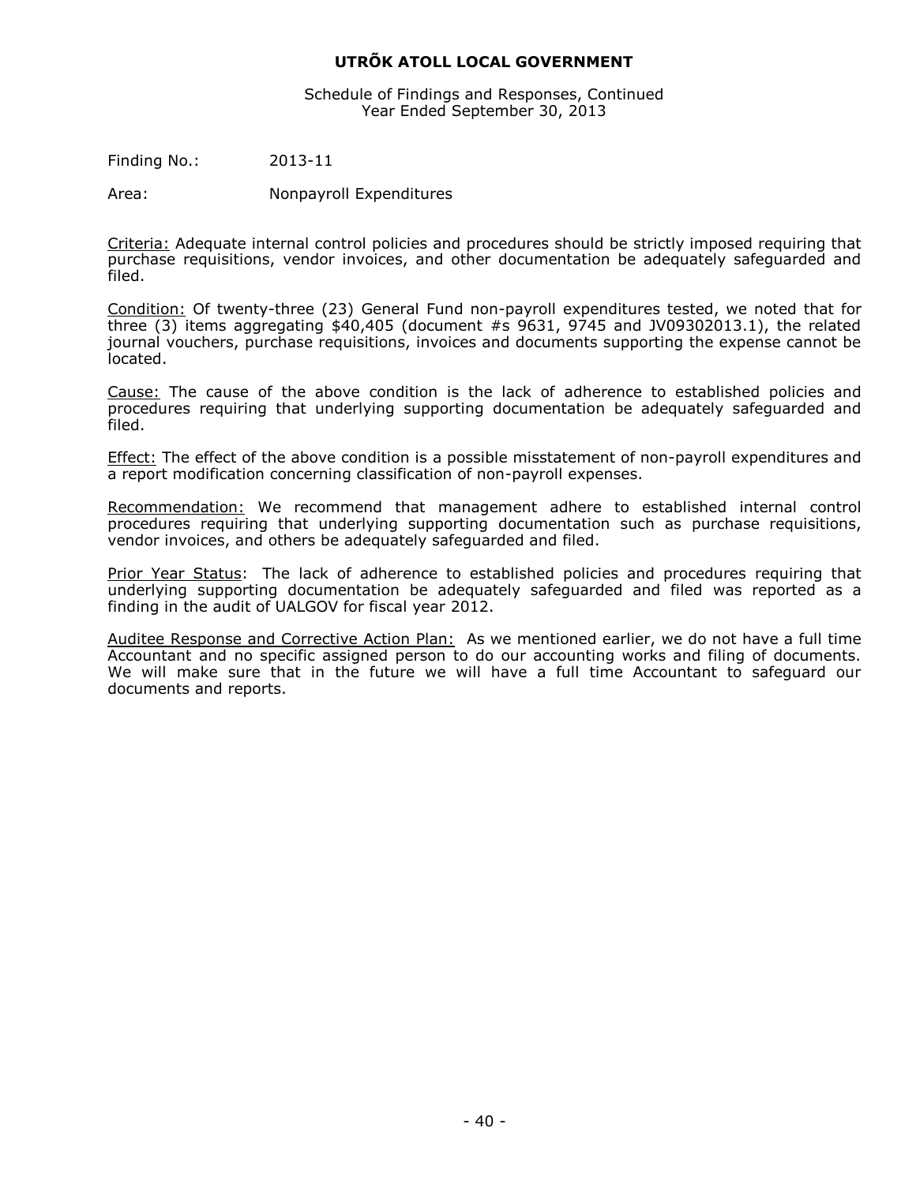**UTRÕK ATOLL LOCAL GOVERNMENT**

Schedule of Findings and Responses, Continued
Year Ended September 30, 2013

Finding No.: 2013-11

Area: Nonpayroll Expenditures

Criteria: Adequate internal control policies and procedures should be strictly imposed requiring that purchase requisitions, vendor invoices, and other documentation be adequately safeguarded and filed.

Condition: Of twenty-three (23) General Fund non-payroll expenditures tested, we noted that for three (3) items aggregating $40,405 (document #s 9631, 9745 and JV09302013.1), the related journal vouchers, purchase requisitions, invoices and documents supporting the expense cannot be located.

Cause: The cause of the above condition is the lack of adherence to established policies and procedures requiring that underlying supporting documentation be adequately safeguarded and filed.

Effect: The effect of the above condition is a possible misstatement of non-payroll expenditures and a report modification concerning classification of non-payroll expenses.

Recommendation: We recommend that management adhere to established internal control procedures requiring that underlying supporting documentation such as purchase requisitions, vendor invoices, and others be adequately safeguarded and filed.

Prior Year Status: The lack of adherence to established policies and procedures requiring that underlying supporting documentation be adequately safeguarded and filed was reported as a finding in the audit of UALGOV for fiscal year 2012.

Auditee Response and Corrective Action Plan: As we mentioned earlier, we do not have a full time Accountant and no specific assigned person to do our accounting works and filing of documents. We will make sure that in the future we will have a full time Accountant to safeguard our documents and reports.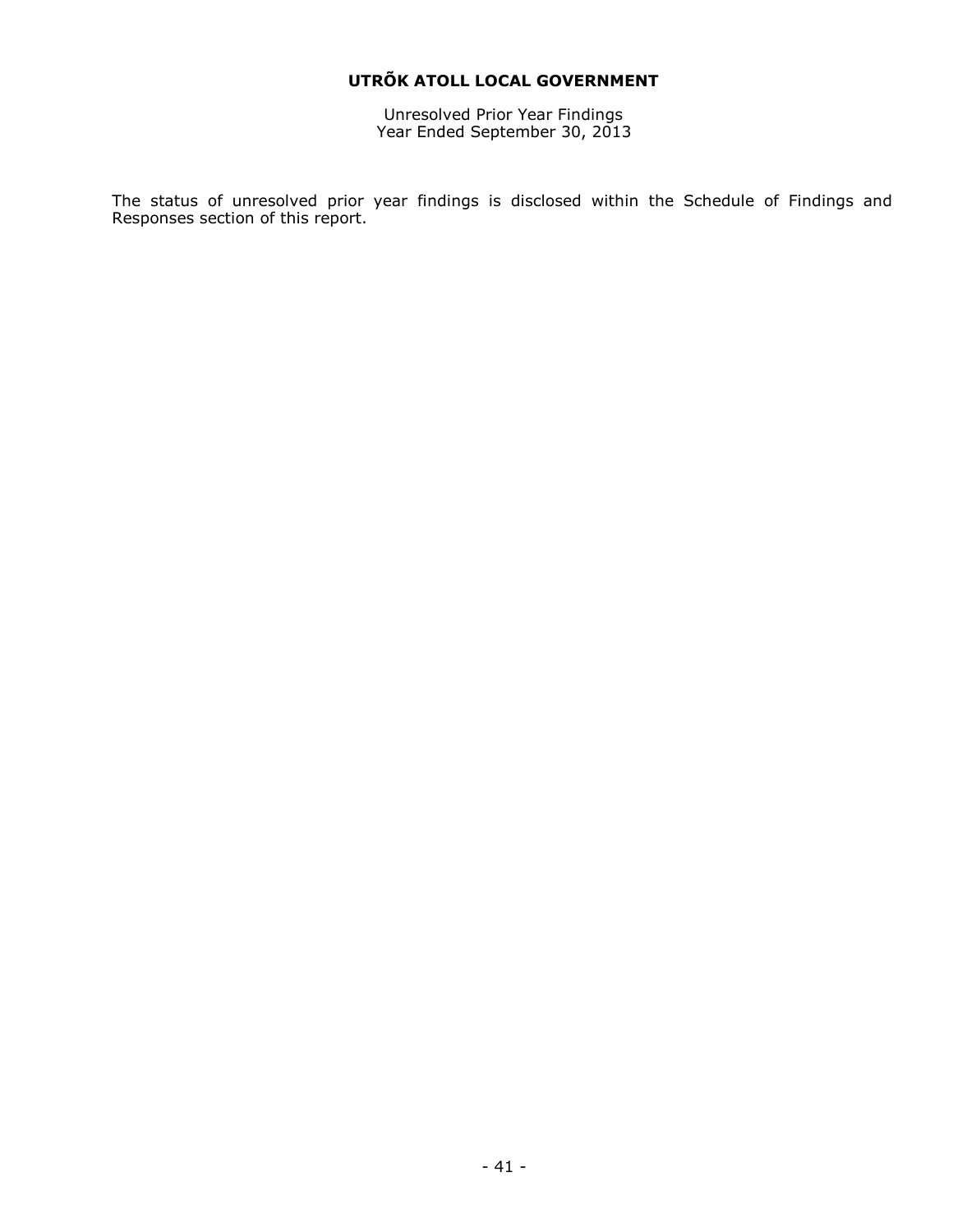# UTRÕK ATOLL LOCAL GOVERNMENT

Unresolved Prior Year Findings
Year Ended September 30, 2013

The status of unresolved prior year findings is disclosed within the Schedule of Findings and Responses section of this report.